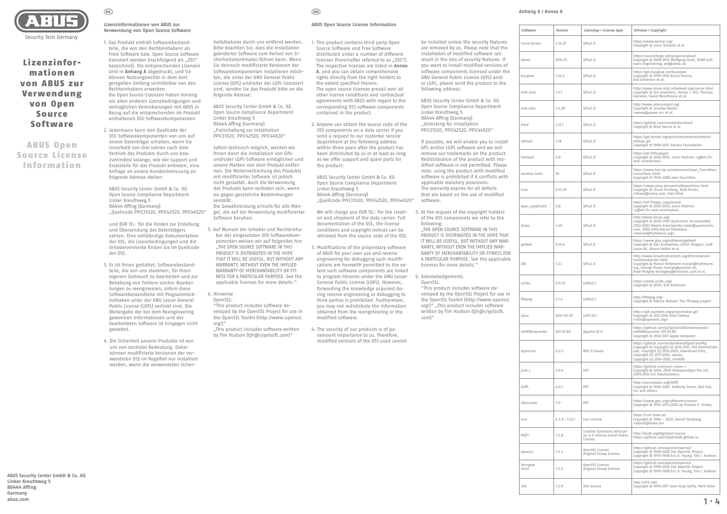Security Tech Germany

# Lizenzinformationen von ABUS zur Verwendung von Open Source Software

# ABUS Open Source License Information

DE

## Lizenzinformationen von ABUS zur Verwendung von Open Source Software

1. Das Produkt enthält Softwarebestandteile, die von den Rechteinhabern als Freie Software bzw. Open Source Software lizenziert werden (nachfolgend als „OSS" bezeichnet). Die entsprechenden Lizenzen sind in **Anhang A** abgedruckt, und Sie können Nutzungsrechte in dem dort geregelten Umfang unmittelbar von den Rechteinhabern erwerben.
   Die Open Source-Lizenzen haben Vorrang vor allen anderen Lizenzbedingungen und vertraglichen Vereinbarungen mit ABUS in Bezug auf die entsprechenden im Produkt enthaltenen OSS-Softwarekomponenten.

2. Jedermann kann den Quellcode der OSS-Softwarekomponenten von uns auf einem Datenträger erhalten, wenn Sie innerhalb von drei Jahren nach dem Vertrieb des Produkts durch uns bzw. zumindest solange, wie wir Support und Ersatzteile für das Produkt anbieten, eine Anfrage an unsere Kundenbetreuung an folgende Adresse stellen:

   ABUS Security Center GmbH & Co. KG
   Open Source Compliance Department
   Linker Kreuthweg 5
   86444 Affing (Germany)
   „Quellcode PPIC31020, PPIC42520, PPIC44520"

   und EUR 10,- für die Kosten zur Erstellung und Übersendung des Datenträgers zahlen. Eine vollständige Dokumentation der OSS, die Lizenzbedingungen und die Urhebervermerke finden Sie im Quellcode der OSS.

3. Es ist Ihnen gestattet, Softwarebestandteile, die von uns stammen, für Ihren eigenen Gebrauch zu bearbeiten und zur Behebung von Fehlern solcher Bearbeitungen zu reengineeren, sofern diese Softwarebestandteile mit Programmbibliotheken unter der GNU Lesser General Public License (LGPL) verlinkt sind. Die Weitergabe der bei dem Reengineering gewonnen Informationen und der bearbeiteten Software ist hingegen nicht gestattet.

4. Die Sicherheit unserer Produkte ist von uns von zentraler Bedeutung. Daher können modifizierte Versionen der verwendeten OSS im Regelfall nur installiert werden, wenn die verwendeten Sicherheitsfeatures durch uns entfernt werden. Bitte beachten Sie, dass die Installation geänderter Software zum Verlust von Sicherheitsmerkmalen führen kann. Wenn Sie dennoch modifizierte Versionen der Softwarekomponenten installieren möchten, die unter der GNU General Public License (GPL) und/oder der LGPL lizenziert sind, senden Sie das Produkt bitte an die folgende Adresse:

   ABUS Security Center GmbH & Co. KG
   Open Source Compliance Department
   Linker Kreuthweg 5
   86444 Affing (Germany)
   „Freischaltung zur Installation PPIC31020, PPIC42520, PPIC44520"

   Sofern technisch möglich, werden wir Ihnen dann die Installation von GPL- und/oder LGPL-Software ermöglichen und unsere Marken von dem Produkt entfernen. Die Weiterverbreitung des Produkts mit modifizierter Software ist jedoch nicht gestattet. Auch die Verwendung des Produkts kann verboten sein, wenn sie gegen gesetzliche Bestimmungen verstößt.
   Die Gewährleistung erlischt für alle Mängel, die auf der Verwendung modifizierter Software beruhen.

5. Auf Wunsch der Urheber und Rechteinhaber der eingesetzten OSS-Softwarekomponenten weisen wir auf folgendes hin: „THE OPEN SOURCE SOFTWARE IN THIS PRODUCT IS DISTRIBUTED IN THE HOPE THAT IT WILL BE USEFUL, BUT WITHOUT ANY WARRANTY, WITHOUT EVEN THE IMPLIED WARRANTY OF MERCHANTABILITY OR FITNESS FOR A PARTICULAR PURPOSE. See the applicable licenses for more details."

6. Hinweise
   OpenSSL:
   "This product includes software developed by the OpenSSL Project for use in the OpenSSL Toolkit (http://www.openssl.org/)"
   „This product includes software written by Tim Hudson (tjh@cryptsoft.com)"

GB

## ABUS Open Source License Information

1. This product contains third party Open Source Software and Free Software distributed under a number of different licenses (hereinafter referred to as „OSS"). The respective licenses are listed in **Annex A**, and you can obtain comprehensive rights directly from the right holders to the extent specified therein.
   The open source licenses prevail over all other license conditions and contractual agreements with ABUS with regard to the corresponding OSS software components contained in the product.

2. Anyone can obtain the source code of the OSS components on a data carrier if you send a request to our customer service department at the following address within three years after the product has been distributed by us or at least as long as we offer support and spare parts for the product:

   ABUS Security Center GmbH & Co. KG
   Open Source Compliance Department
   Linker Kreuthweg 5
   86444 Affing (Germany)
   „Quellcode PPIC31020, PPIC42520, PPIC44520"

   We will charge you EUR 10,- for the creation and shipment of the data carrier. Full documentation of the OSS, the license conditions and copyright notices can be retrieved from the source code of the OSS.

3. Modifications of the proprietary software of ABUS for your own use and reverse engineering for debugging such modifications are herewith permitted to the extent such software components are linked to program libraries under the GNU Lesser General Public License (LGPL). However, forwarding the knowledge acquired during reverse engineering or debugging to third parties is prohibited. Furthermore, you may not redistribute the information obtained from the reengineering or the modified software.

4. The security of our products is of paramount importance to us. Therefore, modified versions of the OSS used cannot be installed unless the security features are removed by us. Please note that the installation of modified software can result in the loss of security features. If you want to install modified versions of software components licensed under the GNU General Public License (GPL) and/or LGPL, please send the product to the following address:

   ABUS Security Center GmbH & Co. KG
   Open Source Compliance Department
   Linker Kreuthweg 5
   86444 Affing (Germany)
   „Unlocking for installation PPIC31020, PPIC42520, PPIC44520"

   If possible, we will enable you to install GPL and/or LGPL software and we will remove our trademarks on the product. Redistribution of the product with modified software is not permitted. Please note: using the product with modified software is prohibited if it conflicts with applicable statutory provisions.
   The warranty expires for all defects that are based on the use of modified software.

5. At the request of the copyright holders of the OSS components we refer to the following:
   „THE OPEN SOURCE SOFTWARE IN THIS PRODUCT IS DISTRIBUTED IN THE HOPE THAT IT WILL BE USEFUL, BUT WITHOUT ANY WARRANTY, WITHOUT EVEN THE IMPLIED WARRANTY OF MERCHANTABILITY OR FITNESS FOR A PARTICULAR PURPOSE. See the applicable licenses for more details."

6. Acknowledgements
   OpenSSL:
   "This product includes software developed by the OpenSSL Project for use in the OpenSSL Toolkit (http://www.openssl.org/)" „This product includes software written by Tim Hudson (tjh@cryptsoft.com)"

## Anhang A / Annex A

| Software | Version | Lizenztyp / License type | Urheber / Copyright |
|---|---|---|---|
| Linux Kernel | 3.10.27 | GPLv2.0 | https://www.kernel.org/ Copyright © Linus Torvalds et al. |
| uboot | 2014.01 | GPLv2.0 | https://sourceforge.net/projects/uboot/ Copyright © 2000-2012 Wolfgang Denk, DENX Software Engineering, wd@denx.de |
| busybox | 1.20.2 | GPLv2.0 | https://git.busybox.net/busybox/ Copyright © 1995-1996 Bruce Perens, Erik Andersen et al. |
| mtd-utils | 1.5.1 | GPLv2.0 | http://www.linux-mtd.infradead.org/source.html Copyright © Eric Andersen, Steven J. Hill, Thomas Gleixner, David Woodhouse et al. |
| alsa-utils | 1.0.28 | GPLv2.0 | http://www.alsa-project.org Copyright © Jaroslav Kysela <perex@perex.cz> et al. |
| dnrd | 2.12.1 | GPLv2.0 | https://github.com/montdidier/dnrd Copyright © Brad Garcia et al. |
| ethtool | 3.18 | GPLv2.0 | https://git.kernel.org/pub/scm/network/ethtool/ethtool.git Copyright © 1999-2015 Gentoo Foundation |
| hostapd | 0.8 | GPLv2.0 | https://w1.fi/hostapd/ Copyright © 2002-2019, Jouni Malinen <j@w1.fi> and contributors. |
| wireless tools | 30 | GPLv2.0 | https://www.hpl.hp.com/personal/Jean_Tourrilhes/Linux/Tools.html Copyright © 1996-2008 Jean Tourrilhes |
| lrzsz | 0.12.20 | GPLv2.0 | https://www.ohse.de/uwe/software/lrzsz.html Copyright © Chuck Forsberg, Matt Porter, mblack@csihq.com, Uwe Ohse |
| wpa_supplicant | 0.8 | GPLv2.0 | https://w1.fi/wpa_supplicant/ Copyright © 2003-2019, Jouni Malinen <j@w1.fi> and contributors. |
| bluez | 5.49 | GPLv2.0 | http://www.bluez.org/ Copyright © 2000-2001 Qualcomm Incorporated, 2002-2003 Maxim Krasnyansky maxk@qualcomm.com, 2002-2010 Marcel Holtmann <marcel@holtmann.org> |
| gettext | 0.19.4 | GPLv3.0 | https://www.gnu.org/software/gettext/ Copyright © Karl Eichwalder, Ulrich Drepper, SuSE Linux AG, Bruno Haible et al. |
| SBC | 1.2.1 | GPLv2.0 | http://www.linuxfromscratch.org/blfs/view/svn/multimedia/sbc.html Copyright © Marcel Holtmann marcel@holtmann.org, Henryk Ploetz henryk@ploetzli.ch, Brad Midgley bmidgley@xmission.com et al. |
| uClibc | 0.9.33 | LGPLv2.1 | https://www.uclibc.org/ Copyright © 2000, Erik Andersen |
| ffmpeg | 2.1.4 | LGPLv2.1 | http://ffmpeg.org/ Copyright © Fabrice Bellard, The FFmpeg project |
| ubus | 2015-05-25 | LGPL V2.1 | https://git.openwrt.org/project/ubus.git Copyright © 2011-2014 Felix Fietkau <nbd@openwrt.org> |
| mDNSResponder | 320.10.80 | Apache V2.0 | https://github.com/jollyjinx/ldl4k/tree/master/mDNSResponder-320.10.80 Copyright © 2002-2011 Apple Computer |
| opencore | 0.0.3 | BSD 3-Clause | https://github.com/acidanthera/OpenCorePkg Copyright © Copyright (c) 2016-2017, The HermitCrabs Lab, Copyright (c) 2016-2020, Download-Fritz, Copyright (c) 2017-2020, savvas, Copyright (c) 2016-2020, vit9696 |
| json-c | 2.0.0 | MIT | https://github.com/json-c/json-c Copyright © 2004, 2005 Metaparadigm Pte Ltd, 2009-2012 Eric Haszlakiewicz |
| libffi | 6.0.1 | MIT | http://sourceware.org/libffi/ Copyright © 1996-2020 Anthony Green, Red Hat, Inc and others. |
| libncurses | 5.9 | MIT | https://www.gnu.org/software/ncurses/ Copyright © 1996-2019,2020 by Thomas E. Dickey |
| curl | 4.3.0 / 7.42.1 | Curl License | https://curl.haxx.se/ Copyright © 1996 – 2020, Daniel Stenberg, <daniel@haxx.se> |
| MQTT | 1.5.8 | Creative Commons Attribution 4.0 Interna-tional Public License | http://mqtt.org/tag/open-source https://github.com/mqtt/mqtt.github.io |
| openssl | 1.0.2 | OpenSSL License Original SSLeay License | https://github.com/openssl/openssl Copyright © 1998-2020 The OpenSSL Project Copyright © 1995-1998 Eric A. Young, Tim J. Hudson |
| libcrypto libssl | 1.0.0 | OpenSSL License Original SSLeay License | https://github.com/openssl/openssl Copyright © 1998-2020 The OpenSSL Project Copyright © 1995-1998 Eric A. Young, Tim J. Hudson |
| zlib | 1.2.8 | Zlib license | http://zlib.net/ Copyright © 1995-2017 Jean-loup Gailly, Mark Adler |

**ABUS Security Center GmbH & Co. KG**
**Linker Kreuthweg 5**
**86444 Affing**
**Germany**
**abus.com**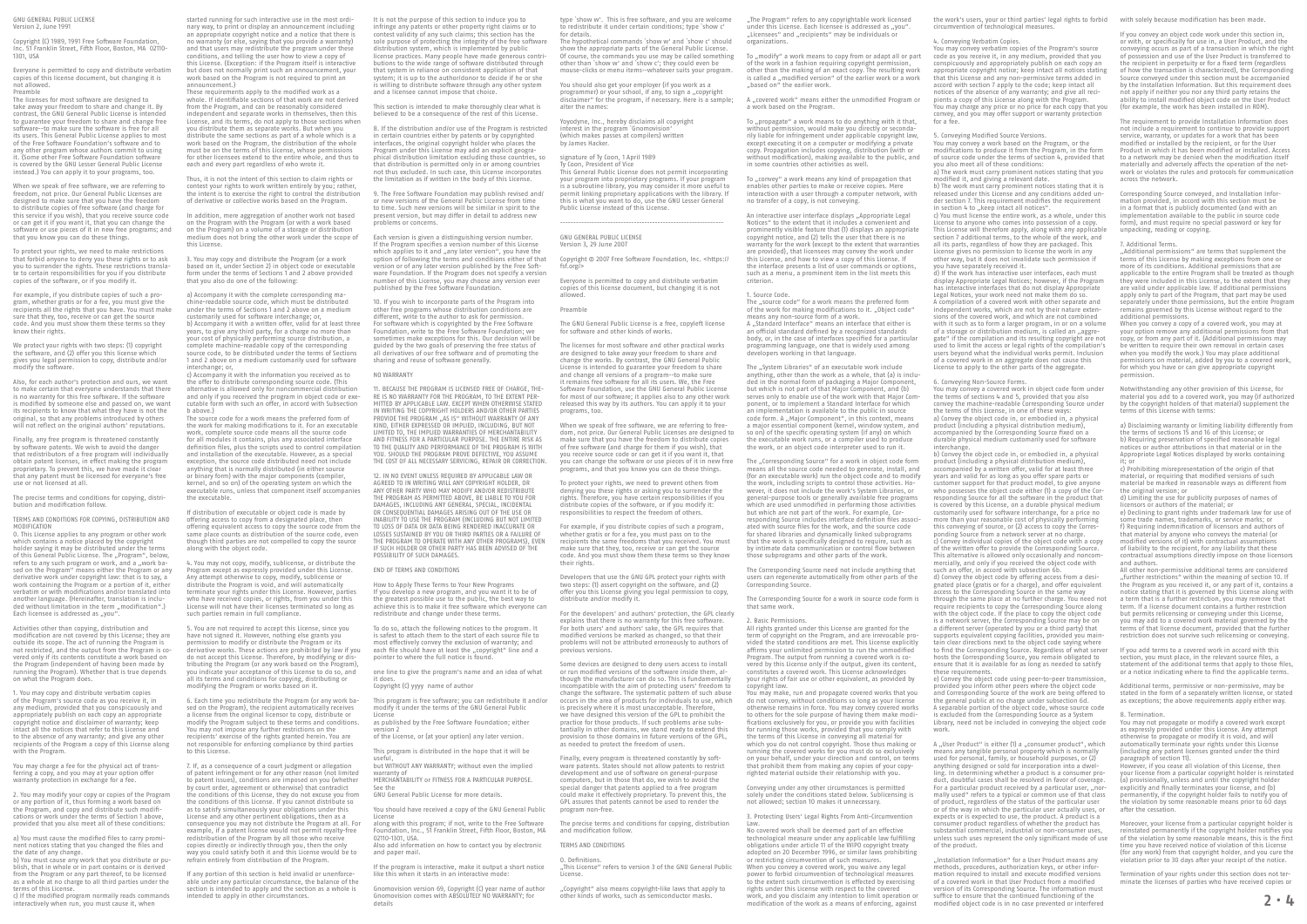GNU GENERAL PUBLIC LICENSE
Version 2, June 1991

Copyright (C) 1989, 1991 Free Software Foundation, Inc. 51 Franklin Street, Fifth Floor, Boston, MA 02110-1301, USA

Everyone is permitted to copy and distribute verbatim copies of this license document, but changing it is not allowed.

Preamble

The licenses for most software are designed to take away your freedom to share and change it. By contrast, the GNU General Public License is intended to guarantee your freedom to share and change free software--to make sure the software is free for all its users. This General Public License applies to most of the Free Software Foundation's software and to any other program whose authors commit to using it. (Some other Free Software Foundation software is covered by the GNU Lesser General Public License instead.) You can apply it to your programs, too.

When we speak of free software, we are referring to freedom, not price. Our General Public Licenses are designed to make sure that you have the freedom to distribute copies of free software (and charge for this service if you wish), that you receive source code or can get it if you want it, that you can change the software or use pieces of it in new free programs; and that you know you can do these things.

To protect your rights, we need to make restrictions that forbid anyone to deny you these rights or to ask you to surrender the rights. These restrictions translate to certain responsibilities for you if you distribute copies of the software, or if you modify it.

For example, if you distribute copies of such a program, whether gratis or for a fee, you must give the recipients all the rights that you have. You must make sure that they, too, receive or can get the source code. And you must show them these terms so they know their rights.

We protect your rights with two steps: (1) copyright the software, and (2) offer you this license which gives you legal permission to copy, distribute and/or modify the software.

Also, for each author's protection and ours, we want to make certain that everyone understands that there is no warranty for this free software. If the software is modified by someone else and passed on, we want its recipients to know that what they have is not the original, so that any problems introduced by others will not reflect on the original authors' reputations.

Finally, any free program is threatened constantly by software patents. We wish to avoid the danger that redistributors of a free program will individually obtain patent licenses, in effect making the program proprietary. To prevent this, we have made it clear that any patent must be licensed for everyone's free use or not licensed at all.

The precise terms and conditions for copying, distribution and modification follow.

TERMS AND CONDITIONS FOR COPYING, DISTRIBUTION AND MODIFICATION

0. This License applies to any program or other work which contains a notice placed by the copyright holder saying it may be distributed under the terms of this General Public License. The „Program", below, refers to any such program or work, and a „work based on the Program" means either the Program or any derivative work under copyright law: that is to say, a work containing the Program or a portion of it, either verbatim or with modifications and/or translated into another language. (Hereinafter, translation is included without limitation in the term „modification".) Each licensee is addressed as „you".

Activities other than copying, distribution and modification are not covered by this License; they are outside its scope. The act of running the Program is not restricted, and the output from the Program is covered only if its contents constitute a work based on the Program (independent of having been made by running the Program). Whether that is true depends on what the Program does.

1. You may copy and distribute verbatim copies of the Program's source code as you receive it, in any medium, provided that you conspicuously and appropriately publish on each copy an appropriate copyright notice and disclaimer of warranty; keep intact all the notices that refer to this License and to the absence of any warranty; and give any other recipients of the Program a copy of this License along with the Program.

You may charge a fee for the physical act of transferring a copy, and you may at your option offer warranty protection in exchange for a fee.

2. You may modify your copy or copies of the Program or any portion of it, thus forming a work based on the Program, and copy and distribute such modifications or work under the terms of Section 1 above, provided that you also meet all of these conditions:

a) You must cause the modified files to carry prominent notices stating that you changed the files and the date of any change.
b) You must cause any work that you distribute or publish, that in whole or in part contains or is derived from the Program or any part thereof, to be licensed as a whole at no charge to all third parties under the terms of this License.
c) If the modified program normally reads commands interactively when run, you must cause it, when started running for such interactive use in the most ordinary way, to print or display an announcement including an appropriate copyright notice and a notice that there is no warranty (or else, saying that you provide a warranty) and that users may redistribute the program under these conditions, and telling the user how to view a copy of this License. (Exception: if the Program itself is interactive but does not normally print such an announcement, your work based on the Program is not required to print an announcement.)

These requirements apply to the modified work as a whole. If identifiable sections of that work are not derived from the Program, and can be reasonably considered independent and separate works in themselves, then this License, and its terms, do not apply to those sections when you distribute them as separate works. But when you distribute the same sections as part of a whole which is a work based on the Program, the distribution of the whole must be on the terms of this License, whose permissions for other licensees extend to the entire whole, and thus to each and every part regardless of who wrote it.

Thus, it is not the intent of this section to claim rights or contest your rights to work written entirely by you; rather, the intent is to exercise the right to control the distribution of derivative or collective works based on the Program.

In addition, mere aggregation of another work not based on the Program with the Program (or with a work based on the Program) on a volume of a storage or distribution medium does not bring the other work under the scope of this License.

3. You may copy and distribute the Program (or a work based on it, under Section 2) in object code or executable form under the terms of Sections 1 and 2 above provided that you also do one of the following:

a) Accompany it with the complete corresponding machine-readable source code, which must be distributed under the terms of Sections 1 and 2 above on a medium customarily used for software interchange; or,
b) Accompany it with a written offer, valid for at least three years, to give any third party, for a charge no more than your cost of physically performing source distribution, a complete machine-readable copy of the corresponding source code, to be distributed under the terms of Sections 1 and 2 above on a medium customarily used for software interchange; or,
c) Accompany it with the information you received as to the offer to distribute corresponding source code. (This alternative is allowed only for noncommercial distribution and only if you received the program in object code or executable form with such an offer, in accord with Subsection b above.)

The source code for a work means the preferred form of the work for making modifications to it. For an executable work, complete source code means all the source code for all modules it contains, plus any associated interface definition files, plus the scripts used to control compilation and installation of the executable. However, as a special exception, the source code distributed need not include anything that is normally distributed (in either source or binary form) with the major components (compiler, kernel, and so on) of the operating system on which the executable runs, unless that component itself accompanies the executable.

If distribution of executable or object code is made by offering access to copy from a designated place, then offering equivalent access to copy the source code from the same place counts as distribution of the source code, even though third parties are not compelled to copy the source along with the object code.

4. You may not copy, modify, sublicense, or distribute the Program except as expressly provided under this License. Any attempt otherwise to copy, modify, sublicense or distribute the Program is void, and will automatically terminate your rights under this License. However, parties who have received copies, or rights, from you under this License will not have their licenses terminated so long as such parties remain in full compliance.

5. You are not required to accept this License, since you have not signed it. However, nothing else grants you permission to modify or distribute the Program or its derivative works. These actions are prohibited by law if you do not accept this License. Therefore, by modifying or distributing the Program (or any work based on the Program), you indicate your acceptance of this License to do so, and all its terms and conditions for copying, distributing or modifying the Program or works based on it.

6. Each time you redistribute the Program (or any work based on the Program), the recipient automatically receives a license from the original licensor to copy, distribute or modify the Program subject to these terms and conditions. You may not impose any further restrictions on the recipients' exercise of the rights granted herein. You are not responsible for enforcing compliance by third parties to this License.

7. If, as a consequence of a court judgment or allegation of patent infringement or for any other reason (not limited to patent issues), conditions are imposed on you (whether by court order, agreement or otherwise) that contradict the conditions of this License, they do not excuse you from the conditions of this License. If you cannot distribute so as to satisfy simultaneously your obligations under this License and any other pertinent obligations, then as a consequence you may not distribute the Program at all. For example, if a patent license would not permit royalty-free redistribution of the Program by all those who receive copies directly or indirectly through you, then the only way you could satisfy both it and this License would be to refrain entirely from distribution of the Program.

If any portion of this section is held invalid or unenforceable under any particular circumstance, the balance of the section is intended to apply and the section as a whole is intended to apply in other circumstances.

It is not the purpose of this section to induce you to infringe any patents or other property right claims or to contest validity of any such claims; this section has the sole purpose of protecting the integrity of the free software distribution system, which is implemented by public license practices. Many people have made generous contributions to the wide range of software distributed through that system in reliance on consistent application of that system; it is up to the author/donor to decide if he or she is willing to distribute software through any other system and a licensee cannot impose that choice.

This section is intended to make thoroughly clear what is believed to be a consequence of the rest of this License.

8. If the distribution and/or use of the Program is restricted in certain countries either by patents or by copyrighted interfaces, the original copyright holder who places the Program under this License may add an explicit geographical distribution limitation excluding those countries, so that distribution is permitted only in or among countries not thus excluded. In such case, this License incorporates the limitation as if written in the body of this License.

9. The Free Software Foundation may publish revised and/or new versions of the General Public License from time to time. Such new versions will be similar in spirit to the present version, but may differ in detail to address new problems or concerns.

Each version is given a distinguishing version number. If the Program specifies a version number of this License which applies to it and „any later version", you have the option of following the terms and conditions either of that version or of any later version published by the Free Software Foundation. If the Program does not specify a version number of this License, you may choose any version ever published by the Free Software Foundation.

10. If you wish to incorporate parts of the Program into other free programs whose distribution conditions are different, write to the author to ask for permission. For software which is copyrighted by the Free Software Foundation, write to the Free Software Foundation; we sometimes make exceptions for this. Our decision will be guided by the two goals of preserving the free status of all derivatives of our free software and of promoting the sharing and reuse of software generally.

NO WARRANTY

11. BECAUSE THE PROGRAM IS LICENSED FREE OF CHARGE, THERE IS NO WARRANTY FOR THE PROGRAM, TO THE EXTENT PERMITTED BY APPLICABLE LAW. EXCEPT WHEN OTHERWISE STATED IN WRITING THE COPYRIGHT HOLDERS AND/OR OTHER PARTIES PROVIDE THE PROGRAM „AS IS" WITHOUT WARRANTY OF ANY KIND, EITHER EXPRESSED OR IMPLIED, INCLUDING, BUT NOT LIMITED TO, THE IMPLIED WARRANTIES OF MERCHANTABILITY AND FITNESS FOR A PARTICULAR PURPOSE. THE ENTIRE RISK AS TO THE QUALITY AND PERFORMANCE OF THE PROGRAM IS WITH YOU. SHOULD THE PROGRAM PROVE DEFECTIVE, YOU ASSUME THE COST OF ALL NECESSARY SERVICING, REPAIR OR CORRECTION.

12. IN NO EVENT UNLESS REQUIRED BY APPLICABLE LAW OR AGREED TO IN WRITING WILL ANY COPYRIGHT HOLDER, OR ANY OTHER PARTY WHO MAY MODIFY AND/OR REDISTRIBUTE THE PROGRAM AS PERMITTED ABOVE, BE LIABLE TO YOU FOR DAMAGES, INCLUDING ANY GENERAL, SPECIAL, INCIDENTAL OR CONSEQUENTIAL DAMAGES ARISING OUT OF THE USE OR INABILITY TO USE THE PROGRAM (INCLUDING BUT NOT LIMITED TO LOSS OF DATA OR DATA BEING RENDERED INACCURATE OR LOSSES SUSTAINED BY YOU OR THIRD PARTIES OR A FAILURE OF THE PROGRAM TO OPERATE WITH ANY OTHER PROGRAMS), EVEN IF SUCH HOLDER OR OTHER PARTY HAS BEEN ADVISED OF THE POSSIBILITY OF SUCH DAMAGES.

END OF TERMS AND CONDITIONS

How to Apply These Terms to Your New Programs
If you develop a new program, and you want it to be of the greatest possible use to the public, the best way to achieve this is to make it free software which everyone can redistribute and change under these terms.

To do so, attach the following notices to the program. It is safest to attach them to the start of each source file to most effectively convey the exclusion of warranty; and each file should have at least the „copyright" line and a pointer to where the full notice is found.

one line to give the program's name and an idea of what it does.
Copyright (C) yyyy name of author

This program is free software; you can redistribute it and/or modify it under the terms of the GNU General Public License as published by the Free Software Foundation; either version 2 of the License, or (at your option) any later version.

This program is distributed in the hope that it will be useful, but WITHOUT ANY WARRANTY; without even the implied warranty of MERCHANTABILITY or FITNESS FOR A PARTICULAR PURPOSE. See the GNU General Public License for more details.

You should have received a copy of the GNU General Public License along with this program; if not, write to the Free Software Foundation, Inc., 51 Franklin Street, Fifth Floor, Boston, MA 02110-1301, USA.
Also add information on how to contact you by electronic and paper mail.

If the program is interactive, make it output a short notice like this when it starts in an interactive mode:

Gnomovision version 69, Copyright (C) year name of author Gnomovision comes with ABSOLUTELY NO WARRANTY; for details type `show w'. This is free software, and you are welcome to redistribute it under certain conditions; type `show c' for details.
The hypothetical commands `show w' and `show c' should show the appropriate parts of the General Public License. Of course, the commands you use may be called something other than `show w' and `show c'; they could even be mouse-clicks or menu items--whatever suits your program.

You should also get your employer (if you work as a programmer) or your school, if any, to sign a „copyright disclaimer" for the program, if necessary. Here is a sample; alter the names:

Yoyodyne, Inc., hereby disclaims all copyright interest in the program `Gnomovision' (which makes passes at compilers) written by James Hacker.

signature of Ty Coon, 1 April 1989
Ty Coon, President of Vice
This General Public License does not permit incorporating your program into proprietary programs. If your program is a subroutine library, you may consider it more useful to permit linking proprietary applications with the library. If this is what you want to do, use the GNU Lesser General Public License instead of this License.

---

GNU GENERAL PUBLIC LICENSE
Version 3, 29 June 2007

Copyright © 2007 Free Software Foundation, Inc. <https://fsf.org/>

Everyone is permitted to copy and distribute verbatim copies of this license document, but changing it is not allowed.

Preamble

The GNU General Public License is a free, copyleft license for software and other kinds of works.

The licenses for most software and other practical works are designed to take away your freedom to share and change the works. By contrast, the GNU General Public License is intended to guarantee your freedom to share and change all versions of a program--to make sure it remains free software for all its users. We, the Free Software Foundation, use the GNU General Public License for most of our software; it applies also to any other work released this way by its authors. You can apply it to your programs, too.

When we speak of free software, we are referring to freedom, not price. Our General Public Licenses are designed to make sure that you have the freedom to distribute copies of free software (and charge for them if you wish), that you receive source code or can get it if you want it, that you can change the software or use pieces of it in new free programs, and that you know you can do these things.

To protect your rights, we need to prevent others from denying you these rights or asking you to surrender the rights. Therefore, you have certain responsibilities if you distribute copies of the software, or if you modify it: responsibilities to respect the freedom of others.

For example, if you distribute copies of such a program, whether gratis or for a fee, you must pass on to the recipients the same freedoms that you received. You must make sure that they, too, receive or can get the source code. And you must show them these terms so they know their rights.

Developers that use the GNU GPL protect your rights with two steps: (1) assert copyright on the software, and (2) offer you this License giving you legal permission to copy, distribute and/or modify it.

For the developers' and authors' protection, the GPL clearly explains that there is no warranty for this free software. For both users' and authors' sake, the GPL requires that modified versions be marked as changed, so that their problems will not be attributed erroneously to authors of previous versions.

Some devices are designed to deny users access to install or run modified versions of the software inside them, although the manufacturer can do so. This is fundamentally incompatible with the aim of protecting users' freedom to change the software. The systematic pattern of such abuse occurs in the area of products for individuals to use, which is precisely where it is most unacceptable. Therefore, we have designed this version of the GPL to prohibit the practice for those products. If such problems arise substantially in other domains, we stand ready to extend this provision to those domains in future versions of the GPL, as needed to protect the freedom of users.

Finally, every program is threatened constantly by software patents. States should not allow patents to restrict development and use of software on general-purpose computers, but in those that do, we wish to avoid the special danger that patents applied to a free program could make it effectively proprietary. To prevent this, the GPL assures that patents cannot be used to render the program non-free.

The precise terms and conditions for copying, distribution and modification follow.

TERMS AND CONDITIONS

0. Definitions.
„This License" refers to version 3 of the GNU General Public License.

„Copyright" also means copyright-like laws that apply to other kinds of works, such as semiconductor masks.

„The Program" refers to any copyrightable work licensed under this License. Each licensee is addressed as „you". „Licensees" and „recipients" may be individuals or organizations.

To „modify" a work means to copy from or adapt all or part of the work in a fashion requiring copyright permission, other than the making of an exact copy. The resulting work is called a „modified version" of the earlier work or a work „based on" the earlier work.

A „covered work" means either the unmodified Program or a work based on the Program.

To „propagate" a work means to do anything with it that, without permission, would make you directly or secondarily liable for infringement under applicable copyright law, except executing it on a computer or modifying a private copy. Propagation includes copying, distribution (with or without modification), making available to the public, and in some countries other activities as well.

To „convey" a work means any kind of propagation that enables other parties to make or receive copies. Mere interaction with a user through a computer network, with no transfer of a copy, is not conveying.

An interactive user interface displays „Appropriate Legal Notices" to the extent that it includes a convenient and prominently visible feature that (1) displays an appropriate copyright notice, and (2) tells the user that there is no warranty for the work (except to the extent that warranties are provided), that licensees may convey the work under this License, and how to view a copy of this License. If the interface presents a list of user commands or options, such as a menu, a prominent item in the list meets this criterion.

1. Source Code.
The „source code" for a work means the preferred form of the work for making modifications to it. „Object code" means any non-source form of a work.

A „Standard Interface" means an interface that either is an official standard defined by a recognized standards body, or, in the case of interfaces specified for a particular programming language, one that is widely used among developers working in that language.

The „System Libraries" of an executable work include anything, other than the work as a whole, that (a) is included in the normal form of packaging a Major Component, but which is not part of that Major Component, and (b) serves only to enable use of the work with that Major Component, or to implement a Standard Interface for which an implementation is available to the public in source code form. A „Major Component", in this context, means a major essential component (kernel, window system, and so on) of the specific operating system (if any) on which the executable work runs, or a compiler used to produce the work, or an object code interpreter used to run it.

The „Corresponding Source" for a work in object code form means all the source code needed to generate, install, and (for an executable work) run the object code and to modify the work, including scripts to control those activities. However, it does not include the work's System Libraries, or general-purpose tools or generally available free programs which are used unmodified in performing those activities but which are not part of the work. For example, Corresponding Source includes interface definition files associated with source files for the work, and the source code for shared libraries and dynamically linked subprograms that the work is specifically designed to require, such as by intimate data communication or control flow between those subprograms and other parts of the work.

The Corresponding Source need not include anything that users can regenerate automatically from other parts of the Corresponding Source.

The Corresponding Source for a work in source code form is that same work.

2. Basic Permissions.
All rights granted under this License are granted for the term of copyright on the Program, and are irrevocable provided the stated conditions are met. This License explicitly affirms your unlimited permission to run the unmodified Program. The output from running a covered work is covered by this License only if the output, given its content, constitutes a covered work. This License acknowledges your rights of fair use or other equivalent, as provided by copyright law.
You may make, run and propagate covered works that you do not convey, without conditions so long as your license otherwise remains in force. You may convey covered works to others for the sole purpose of having them make modifications exclusively for you, or provide you with facilities for running those works, provided that you comply with the terms of this License in conveying all material for which you do not control copyright. Those thus making or running the covered works for you must do so exclusively on your behalf, under your direction and control, on terms that prohibit them from making any copies of your copyrighted material outside their relationship with you.

Conveying under any other circumstances is permitted solely under the conditions stated below. Sublicensing is not allowed; section 10 makes it unnecessary.

3. Protecting Users' Legal Rights From Anti-Circumvention Law.
No covered work shall be deemed part of an effective technological measure under any applicable law fulfilling obligations under article 11 of the WIPO copyright treaty adopted on 20 December 1996, or similar laws prohibiting or restricting circumvention of such measures.
When you convey a covered work, you waive any legal power to forbid circumvention of technological measures to the extent such circumvention is effected by exercising rights under this License with respect to the covered work, and you disclaim any intention to limit operation or modification of the work as a means of enforcing, against the work's users, your or third parties' legal rights to forbid circumvention of technological measures.

4. Conveying Verbatim Copies.
You may convey verbatim copies of the Program's source code as you receive it, in any medium, provided that you conspicuously and appropriately publish on each copy an appropriate copyright notice; keep intact all notices stating that this License and any non-permissive terms added in accord with section 7 apply to the code; keep intact all notices of the absence of any warranty; and give all recipients a copy of this License along with the Program.
You may charge any price or no price for each copy that you convey, and you may offer support or warranty protection for a fee.

5. Conveying Modified Source Versions.
You may convey a work based on the Program, or the modifications to produce it from the Program, in the form of source code under the terms of section 4, provided that you also meet all of these conditions:
a) The work must carry prominent notices stating that you modified it, and giving a relevant date.
b) The work must carry prominent notices stating that it is released under this License and any conditions added under section 7. This requirement modifies the requirement in section 4 to „keep intact all notices".
c) You must license the entire work, as a whole, under this License to anyone who comes into possession of a copy. This License will therefore apply, along with any applicable section 7 additional terms, to the whole of the work, and all its parts, regardless of how they are packaged. This License gives no permission to license the work in any other way, but it does not invalidate such permission if you have separately received it.
d) If the work has interactive user interfaces, each must display Appropriate Legal Notices; however, if the Program has interactive interfaces that do not display Appropriate Legal Notices, your work need not make them do so.
A compilation of a covered work with other separate and independent works, which are not by their nature extensions of the covered work, and which are not combined with it such as to form a larger program, in or on a volume of a storage or distribution medium, is called an „aggregate" if the compilation and its resulting copyright are not used to limit the access or legal rights of the compilation's users beyond what the individual works permit. Inclusion of a covered work in an aggregate does not cause this License to apply to the other parts of the aggregate.

6. Conveying Non-Source Forms.
You may convey a covered work in object code form under the terms of sections 4 and 5, provided that you also convey the machine-readable Corresponding Source under the terms of this License, in one of these ways:
a) Convey the object code in, or embodied in, a physical product (including a physical distribution medium), accompanied by the Corresponding Source fixed on a durable physical medium customarily used for software interchange.
b) Convey the object code in, or embodied in, a physical product (including a physical distribution medium), accompanied by a written offer, valid for at least three years and valid for as long as you offer spare parts or customer support for that product model, to give anyone who possesses the object code either (1) a copy of the Corresponding Source for all the software in the product that is covered by this License, on a durable physical medium customarily used for software interchange, for a price no more than your reasonable cost of physically performing this conveying of source, or (2) access to copy the Corresponding Source from a network server at no charge.
c) Convey individual copies of the object code with a copy of the written offer to provide the Corresponding Source. This alternative is allowed only occasionally and noncommercially, and only if you received the object code with such an offer, in accord with subsection 6b.
d) Convey the object code by offering access from a designated place (gratis or for a charge), and offer equivalent access to the Corresponding Source in the same way through the same place at no further charge. You need not require recipients to copy the Corresponding Source along with the object code. If the place to copy the object code is a network server, the Corresponding Source may be on a different server (operated by you or a third party) that supports equivalent copying facilities, provided you maintain clear directions next to the object code saying where to find the Corresponding Source. Regardless of what server hosts the Corresponding Source, you remain obligated to ensure that it is available for as long as needed to satisfy these requirements.
e) Convey the object code using peer-to-peer transmission, provided you inform other peers where the object code and Corresponding Source of the work are being offered to the general public at no charge under subsection 6d.
A separable portion of the object code, whose source code is excluded from the Corresponding Source as a System Library, need not be included in conveying the object code work.

A „User Product" is either (1) a „consumer product", which means any tangible personal property which is normally used for personal, family, or household purposes, or (2) anything designed or sold for incorporation into a dwelling. In determining whether a product is a consumer product, doubtful cases shall be resolved in favor of coverage. For a particular product received by a particular user, „normally used" refers to a typical or common use of that class of product, regardless of the status of the particular user or of the way in which the particular user actually uses, or expects or is expected to use, the product. A product is a consumer product regardless of whether the product has substantial commercial, industrial or non-consumer uses, unless such uses represent the only significant mode of use of the product.

„Installation Information" for a User Product means any methods, procedures, authorization keys, or other information required to install and execute modified versions of a covered work in that User Product from a modified version of its Corresponding Source. The information must suffice to ensure that the continued functioning of the modified object code is in no case prevented or interfered with solely because modification has been made.

If you convey an object code work under this section in, or with, or specifically for use in, a User Product, and the conveying occurs as part of a transaction in which the right of possession and use of the User Product is transferred to the recipient in perpetuity or for a fixed term (regardless of how the transaction is characterized), the Corresponding Source conveyed under this section must be accompanied by the Installation Information. But this requirement does not apply if neither you nor any third party retains the ability to install modified object code on the User Product (for example, the work has been installed in ROM).

The requirement to provide Installation Information does not include a requirement to continue to provide support service, warranty, or updates for a work that has been modified or installed by the recipient, or for the User Product in which it has been modified or installed. Access to a network may be denied when the modification itself materially and adversely affects the operation of the network or violates the rules and protocols for communication across the network.

Corresponding Source conveyed, and Installation Information provided, in accord with this section must be in a format that is publicly documented (and with an implementation available to the public in source code form), and must require no special password or key for unpacking, reading or copying.

7. Additional Terms.
„Additional permissions" are terms that supplement the terms of this License by making exceptions from one or more of its conditions. Additional permissions that are applicable to the entire Program shall be treated as though they were included in this License, to the extent that they are valid under applicable law. If additional permissions apply only to part of the Program, that part may be used separately under those permissions, but the entire Program remains governed by this License without regard to the additional permissions.
When you convey a copy of a covered work, you may at your option remove any additional permissions from that copy, or from any part of it. (Additional permissions may be written to require their own removal in certain cases when you modify the work.) You may place additional permissions on material, added by you to a covered work, for which you have or can give appropriate copyright permission.

Notwithstanding any other provision of this License, for material you add to a covered work, you may (if authorized by the copyright holders of that material) supplement the terms of this License with terms:

a) Disclaiming warranty or limiting liability differently from the terms of sections 15 and 16 of this License; or
b) Requiring preservation of specified reasonable legal notices or author attributions in that material or in the Appropriate Legal Notices displayed by works containing it; or
c) Prohibiting misrepresentation of the origin of that material, or requiring that modified versions of such material be marked in reasonable ways as different from the original version; or
d) Limiting the use for publicity purposes of names of licensors or authors of the material; or
e) Declining to grant rights under trademark law for use of some trade names, trademarks, or service marks; or
f) Requiring indemnification of licensors and authors of that material by anyone who conveys the material (or modified versions of it) with contractual assumptions of liability to the recipient, for any liability that these contractual assumptions directly impose on those licensors and authors.
All other non-permissive additional terms are considered „further restrictions" within the meaning of section 10. If the Program as you received it, or any part of it, contains a notice stating that it is governed by this License along with a term that is a further restriction, you may remove that term. If a license document contains a further restriction but permits relicensing or conveying under this License, you may add to a covered work material governed by the terms of that license document, provided that the further restriction does not survive such relicensing or conveying.

If you add terms to a covered work in accord with this section, you must place, in the relevant source files, a statement of the additional terms that apply to those files, or a notice indicating where to find the applicable terms.

Additional terms, permissive or non-permissive, may be stated in the form of a separately written license, or stated as exceptions; the above requirements apply either way.

8. Termination.
You may not propagate or modify a covered work except as expressly provided under this License. Any attempt otherwise to propagate or modify it is void, and will automatically terminate your rights under this License (including any patent licenses granted under the third paragraph of section 11).
However, if you cease all violation of this License, then your license from a particular copyright holder is reinstated (a) provisionally, unless and until the copyright holder explicitly and finally terminates your license, and (b) permanently, if the copyright holder fails to notify you of the violation by some reasonable means prior to 60 days after the cessation.

Moreover, your license from a particular copyright holder is reinstated permanently if the copyright holder notifies you of the violation by some reasonable means, this is the first time you have received notice of violation of this License (for any work) from that copyright holder, and you cure the violation prior to 30 days after your receipt of the notice.

Termination of your rights under this section does not terminate the licenses of parties who have received copies or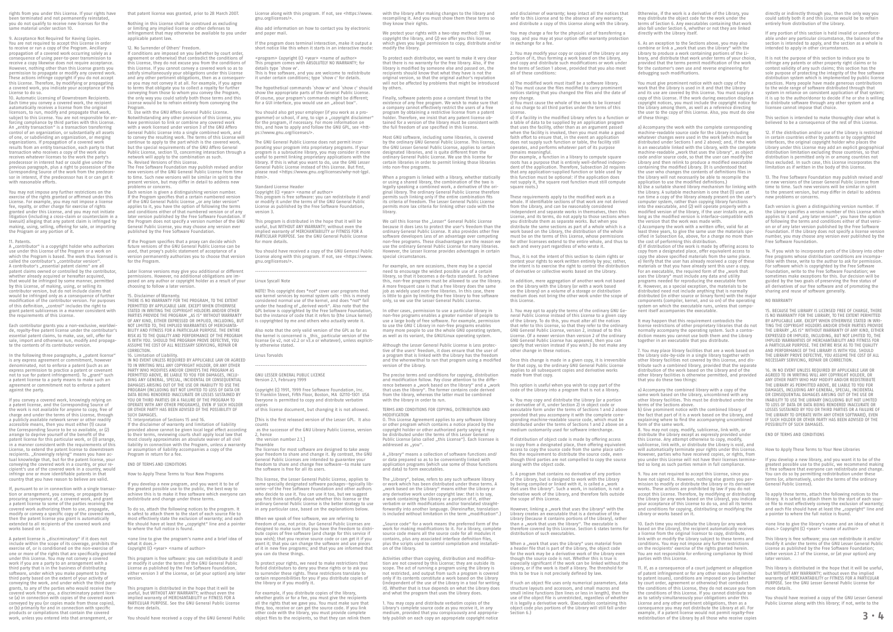rights from you under this License. If your rights have been terminated and not permanently reinstated, you do not qualify to receive new licenses for the same material under section 10.

9. Acceptance Not Required for Having Copies.
You are not required to accept this License in order to receive or run a copy of the Program. Ancillary propagation of a covered work occurring solely as a consequence of using peer-to-peer transmission to receive a copy likewise does not require acceptance. However, nothing other than this License grants you permission to propagate or modify any covered work. These actions infringe copyright if you do not accept this License. Therefore, by modifying or propagating a covered work, you indicate your acceptance of this License to do so.

10. Automatic Licensing of Downstream Recipients.
Each time you convey a covered work, the recipient automatically receives a license from the original licensors, to run, modify and propagate that work, subject to this License. You are not responsible for enforcing compliance by third parties with this License.
An „entity transaction" is a transaction transferring control of an organization, or substantially all assets of one, or subdividing an organization, or merging organizations. If propagation of a covered work results from an entity transaction, each party to that transaction who receives a copy of the work also receives whatever licenses to the work the party's predecessor in interest had or could give under the previous paragraph, plus a right to possession of the Corresponding Source of the work from the predecessor in interest, if the predecessor has it or can get it with reasonable efforts.

You may not impose any further restrictions on the exercise of the rights granted or affirmed under this License. For example, you may not impose a license fee, royalty, or other charge for exercise of rights granted under this License, and you may not initiate litigation (including a cross-claim or counterclaim in a lawsuit) alleging that any patent claim is infringed by making, using, selling, offering for sale, or importing the Program or any portion of it.

11. Patents.
A „contributor" is a copyright holder who authorizes use under this License of the Program or a work on which the Program is based. The work thus licensed is called the contributor's „contributor version".
A contributor's „essential patent claims" are all patent claims owned or controlled by the contributor, whether already acquired or hereafter acquired, that would be infringed by some manner, permitted by this License, of making, using, or selling its contributor version, but do not include claims that would be infringed only as a consequence of further modification of the contributor version. For purposes of this definition, „control" includes the right to grant patent sublicenses in a manner consistent with the requirements of this License.

Each contributor grants you a non-exclusive, worldwide, royalty-free patent license under the contributor's essential patent claims, to make, use, sell, offer for sale, import and otherwise run, modify and propagate the contents of its contributor version.

In the following three paragraphs, a „patent license" is any express agreement or commitment, however denominated, not to enforce a patent (such as an express permission to practice a patent or covenant not to sue for patent infringement). To „grant" such a patent license to a party means to make such an agreement or commitment not to enforce a patent against the party.

If you convey a covered work, knowingly relying on a patent license, and the Corresponding Source of the work is not available for anyone to copy, free of charge and under the terms of this License, through a publicly available network server or other readily accessible means, then you must either (1) cause the Corresponding Source to be so available, or (2) arrange to deprive yourself of the benefit of the patent license for this particular work, or (3) arrange, in a manner consistent with the requirements of this License, to extend the patent license to downstream recipients. „Knowingly relying" means you have actual knowledge that, but for the patent license, your conveying the covered work in a country, or your recipient's use of the covered work in a country, would infringe one or more identifiable patents in that country that you have reason to believe are valid.

If, pursuant to or in connection with a single transaction or arrangement, you convey, or propagate by procuring conveyance of, a covered work, and grant a patent license to some of the parties receiving the covered work authorizing them to use, propagate, modify or convey a specific copy of the covered work, then the patent license you grant is automatically extended to all recipients of the covered work and works based on it.

A patent license is „discriminatory" if it does not include within the scope of its coverage, prohibits the exercise of, or is conditioned on the non-exercise of one or more of the rights that are specifically granted under this License. You may not convey a covered work if you are a party to an arrangement with a third party that is in the business of distributing software, under which you make payment to the third party based on the extent of your activity of conveying the work, and under which the third party grants, to any of the parties who would receive the covered work from you, a discriminatory patent license (a) in connection with copies of the covered work conveyed by you (or copies made from those copies), or (b) primarily for and in connection with specific products or compilations that contain the covered work, unless you entered into that arrangement, or that patent license was granted, prior to 28 March 2007.

Nothing in this License shall be construed as excluding or limiting any implied license or other defenses to infringement that may otherwise be available to you under applicable patent law.

12. No Surrender of Others' Freedom.
If conditions are imposed on you (whether by court order, agreement or otherwise) that contradict the conditions of this License, they do not excuse you from the conditions of this License. If you cannot convey a covered work so as to satisfy simultaneously your obligations under this License and any other pertinent obligations, then as a consequence you may not convey it at all. For example, if you agree to terms that obligate you to collect a royalty for further conveying from those to whom you convey the Program, the only way you could satisfy both those terms and this License would be to refrain entirely from conveying the Program.

13. Use with the GNU Affero General Public License.
Notwithstanding any other provision of this License, you have permission to link or combine any covered work with a work licensed under version 3 of the GNU Affero General Public License into a single combined work, and to convey the resulting work. The terms of this License will continue to apply to the part which is the covered work, but the special requirements of the GNU Affero General Public License, section 13, concerning interaction through a network will apply to the combination as such.

14. Revised Versions of this License.
The Free Software Foundation may publish revised and/or new versions of the GNU General Public License from time to time. Such new versions will be similar in spirit to the present version, but may differ in detail to address new problems or concerns.
Each version is given a distinguishing version number. If the Program specifies that a certain numbered version of the GNU General Public License „or any later version" applies to it, you have the option of following the terms and conditions either of that numbered version or of any later version published by the Free Software Foundation. If the Program does not specify a version number of the GNU General Public License, you may choose any version ever published by the Free Software Foundation.

If the Program specifies that a proxy can decide which future versions of the GNU General Public License can be used, that proxy's public statement of acceptance of a version permanently authorizes you to choose that version for the Program.

Later license versions may give you additional or different permissions. However, no additional obligations are imposed on any author or copyright holder as a result of your choosing to follow a later version.

15. Disclaimer of Warranty.
THERE IS NO WARRANTY FOR THE PROGRAM, TO THE EXTENT PERMITTED BY APPLICABLE LAW. EXCEPT WHEN OTHERWISE STATED IN WRITING THE COPYRIGHT HOLDERS AND/OR OTHER PARTIES PROVIDE THE PROGRAM „AS IS" WITHOUT WARRANTY OF ANY KIND, EITHER EXPRESSED OR IMPLIED, INCLUDING, BUT NOT LIMITED TO, THE IMPLIED WARRANTIES OF MERCHANTABILITY AND FITNESS FOR A PARTICULAR PURPOSE. THE ENTIRE RISK AS TO THE QUALITY AND PERFORMANCE OF THE PROGRAM IS WITH YOU. SHOULD THE PROGRAM PROVE DEFECTIVE, YOU ASSUME THE COST OF ALL NECESSARY SERVICING, REPAIR OR CORRECTION.

16. Limitation of Liability.
IN NO EVENT UNLESS REQUIRED BY APPLICABLE LAW OR AGREED TO IN WRITING WILL ANY COPYRIGHT HOLDER, OR ANY OTHER PARTY WHO MODIFIES AND/OR CONVEYS THE PROGRAM AS PERMITTED ABOVE, BE LIABLE TO YOU FOR DAMAGES, INCLUDING ANY GENERAL, SPECIAL, INCIDENTAL OR CONSEQUENTIAL DAMAGES ARISING OUT OF THE USE OR INABILITY TO USE THE PROGRAM (INCLUDING BUT NOT LIMITED TO LOSS OF DATA OR DATA BEING RENDERED INACCURATE OR LOSSES SUSTAINED BY YOU OR THIRD PARTIES OR A FAILURE OF THE PROGRAM TO OPERATE WITH ANY OTHER PROGRAMS), EVEN IF SUCH HOLDER OR OTHER PARTY HAS BEEN ADVISED OF THE POSSIBILITY OF SUCH DAMAGES.

17. Interpretation of Sections 15 and 16.
If the disclaimer of warranty and limitation of liability provided above cannot be given local legal effect according to their terms, reviewing courts shall apply local law that most closely approximates an absolute waiver of all civil liability in connection with the Program, unless a warranty or assumption of liability accompanies a copy of the Program in return for a fee.

END OF TERMS AND CONDITIONS

How to Apply These Terms to Your New Programs

If you develop a new program, and you want it to be of the greatest possible use to the public, the best way to achieve this is to make it free software which everyone can redistribute and change under these terms.

To do so, attach the following notices to the program. It is safest to attach them to the start of each source file to most effectively state the exclusion of warranty; and each file should have at least the „copyright" line and a pointer to where the full notice is found.

<one line to give the program's name and a brief idea of what it does.>
Copyright (C) <year> <name of author>

This program is free software: you can redistribute it and/or modify it under the terms of the GNU General Public License as published by the Free Software Foundation, either version 3 of the License, or (at your option) any later version.

This program is distributed in the hope that it will be useful, but WITHOUT ANY WARRANTY; without even the implied warranty of MERCHANTABILITY or FITNESS FOR A PARTICULAR PURPOSE. See the GNU General Public License for more details.

You should have received a copy of the GNU General Public License along with this program. If not, see <https://www.gnu.org/licenses/>.

Also add information on how to contact you by electronic and paper mail.

If the program does terminal interaction, make it output a short notice like this when it starts in an interactive mode:

<program> Copyright (C) <year> <name of author>
This program comes with ABSOLUTELY NO WARRANTY; for details type `show w'.
This is free software, and you are welcome to redistribute it under certain conditions; type `show c' for details.

The hypothetical commands `show w' and `show c' should show the appropriate parts of the General Public License. Of course, your program's commands might be different; for a GUI interface, you would use an „about box".

You should also get your employer (if you work as a programmer) or school, if any, to sign a „copyright disclaimer" for the program, if necessary. For more information on this, and how to apply and follow the GNU GPL, see <https://www.gnu.org/licenses/>.

The GNU General Public License does not permit incorporating your program into proprietary programs. If your program is a subroutine library, you may consider it more useful to permit linking proprietary applications with the library. If this is what you want to do, use the GNU Lesser General Public License instead of this License. But first, please read <https://www.gnu.org/licenses/why-not-lgpl.html>.

Standard License Header
Copyright (C) <year> <name of author>
This program is free software: you can redistribute it and/or modify it under the terms of the GNU General Public License as published by the Free Software Foundation, version 3.

This program is distributed in the hope that it will be useful, but WITHOUT ANY WARRANTY; without even the implied warranty of MERCHANTABILITY or FITNESS FOR A PARTICULAR PURPOSE. See the GNU General Public License for more details.

You should have received a copy of the GNU General Public License along with this program. If not, see <https://www.gnu.org/licenses/>.

---

Linux Syscall Note

NOTE! This copyright does *not* cover user programs that use kernel services by normal system calls - this is merely considered normal use of the kernel, and does *not* fall under the heading of „derived work". Also note that the GPL below is copyrighted by the Free Software Foundation, but the instance of code that it refers to (the Linux kernel) is copyrighted by me and others who actually wrote it.

Also note that the only valid version of the GPL as far as the kernel is concerned is _this_ particular version of the license (ie v2, not v2.2 or v3.x or whatever), unless explicitly otherwise stated.

Linus Torvalds

---

GNU LESSER GENERAL PUBLIC LICENSE
Version 2.1, February 1999

Copyright (C) 1991, 1999 Free Software Foundation, Inc.
51 Franklin Street, Fifth Floor, Boston, MA 02110-1301 USA
Everyone is permitted to copy and distribute verbatim copies
of this license document, but changing it is not allowed.

[This is the first released version of the Lesser GPL. It also counts
as the successor of the GNU Library Public License, version 2, hence
the version number 2.1.]

Preamble
The licenses for most software are designed to take away your freedom to share and change it. By contrast, the GNU General Public Licenses are intended to guarantee your freedom to share and change free software--to make sure the software is free for all its users.

This license, the Lesser General Public License, applies to some specially designated software packages--typically libraries--of the Free Software Foundation and other authors who decide to use it. You can use it too, but we suggest you first think carefully about whether this license or the ordinary General Public License is the better strategy to use in any particular case, based on the explanations below.

When we speak of free software, we are referring to freedom of use, not price. Our General Public Licenses are designed to make sure that you have the freedom to distribute copies of free software (and charge for this service if you wish); that you receive source code or can get it if you want it; that you can change the software and use pieces of it in new free programs; and that you are informed that you can do these things.

To protect your rights, we need to make restrictions that forbid distributors to deny you these rights or to ask you to surrender these rights. These restrictions translate to certain responsibilities for you if you distribute copies of the library or if you modify it.

For example, if you distribute copies of the library, whether gratis or for a fee, you must give the recipients all the rights that we gave you. You must make sure that they, too, receive or can get the source code. If you link other code with the library, you must provide complete object files to the recipients, so that they can relink them with the library after making changes to the library and recompiling it. And you must show them these terms so they know their rights.

We protect your rights with a two-step method: (1) we copyright the library, and (2) we offer you this license, which gives you legal permission to copy, distribute and/or modify the library.

To protect each distributor, we want to make it very clear that there is no warranty for the free library. Also, if the library is modified by someone else and passed on, the recipients should know that what they have is not the original version, so that the original author's reputation will not be affected by problems that might be introduced by others.

Finally, software patents pose a constant threat to the existence of any free program. We wish to make sure that a company cannot effectively restrict the users of a free program by obtaining a restrictive license from a patent holder. Therefore, we insist that any patent license obtained for a version of the library must be consistent with the full freedom of use specified in this license.

Most GNU software, including some libraries, is covered by the ordinary GNU General Public License. This license, the GNU Lesser General Public License, applies to certain designated libraries, and is quite different from the ordinary General Public License. We use this license for certain libraries in order to permit linking those libraries into non-free programs.

When a program is linked with a library, whether statically or using a shared library, the combination of the two is legally speaking a combined work, a derivative of the original library. The ordinary General Public License therefore permits such linking only if the entire combination fits its criteria of freedom. The Lesser General Public License permits more lax criteria for linking other code with the library.

We call this license the „Lesser" General Public License because it does Less to protect the user's freedom than the ordinary General Public License. It also provides other free software developers Less of an advantage over competing non-free programs. These disadvantages are the reason we use the ordinary General Public License for many libraries. However, the Lesser license provides advantages in certain special circumstances.

For example, on rare occasions, there may be a special need to encourage the widest possible use of a certain library, so that it becomes a de-facto standard. To achieve this, non-free programs must be allowed to use the library. A more frequent case is that a free library does the same job as widely used non-free libraries. In this case, there is little to gain by limiting the free library to free software only, so we use the Lesser General Public License.

In other cases, permission to use a particular library in non-free programs enables a greater number of people to use a large body of free software. For example, permission to use the GNU C Library in non-free programs enables many more people to use the whole GNU operating system, as well as its variant, the GNU/Linux operating system.

Although the Lesser General Public License is Less protective of the users' freedom, it does ensure that the user of a program that is linked with the Library has the freedom and the wherewithal to run that program using a modified version of the Library.

The precise terms and conditions for copying, distribution and modification follow. Pay close attention to the difference between a „work based on the library" and a „work that uses the library". The former contains code derived from the library, whereas the latter must be combined with the library in order to run.

TERMS AND CONDITIONS FOR COPYING, DISTRIBUTION AND MODIFICATION

0. This License Agreement applies to any software library or other program which contains a notice placed by the copyright holder or other authorized party saying it may be distributed under the terms of this Lesser General Public License (also called „this License"). Each licensee is addressed as „you".

A „library" means a collection of software functions and/or data prepared so as to be conveniently linked with application programs (which use some of those functions and data) to form executables.

The „Library", below, refers to any such software library or work which has been distributed under these terms. A „work based on the Library" means either the Library or any derivative work under copyright law: that is to say, a work containing the Library or a portion of it, either verbatim or with modifications and/or translated straightforwardly into another language. (Hereinafter, translation is included without limitation in the term „modification".)

„Source code" for a work means the preferred form of the work for making modifications to it. For a library, complete source code means all the source code for all modules it contains, plus any associated interface definition files, plus the scripts used to control compilation and installation of the library.

Activities other than copying, distribution and modification are not covered by this License; they are outside its scope. The act of running a program using the Library is not restricted, and output from such a program is covered only if its contents constitute a work based on the Library (independent of the use of the Library in a tool for writing it). Whether that is true depends on what the Library does and what the program that uses the Library does.

1. You may copy and distribute verbatim copies of the Library's complete source code as you receive it, in any medium, provided that you conspicuously and appropriately publish on each copy an appropriate copyright notice and disclaimer of warranty; keep intact all the notices that refer to this License and to the absence of any warranty; and distribute a copy of this License along with the Library.

You may charge a fee for the physical act of transferring a copy, and you may at your option offer warranty protection in exchange for a fee.

2. You may modify your copy or copies of the Library or any portion of it, thus forming a work based on the Library, and copy and distribute such modifications or work under the terms of Section 1 above, provided that you also meet all of these conditions:

a) The modified work must itself be a software library.
b) You must cause the files modified to carry prominent notices stating that you changed the files and the date of any change.
c) You must cause the whole of the work to be licensed at no charge to all third parties under the terms of this License.
d) If a facility in the modified Library refers to a function or a table of data to be supplied by an application program that uses the facility, other than as an argument passed when the facility is invoked, then you must make a good faith effort to ensure that, in the event an application does not supply such function or table, the facility still operates, and performs whatever part of its purpose remains meaningful.
(For example, a function in a library to compute square roots has a purpose that is entirely well-defined independent of the application. Therefore, Subsection 2d requires that any application-supplied function or table used by this function must be optional: if the application does not supply it, the square root function must still compute square roots.)

These requirements apply to the modified work as a whole. If identifiable sections of that work are not derived from the Library, and can be reasonably considered independent and separate works in themselves, then this License, and its terms, do not apply to those sections when you distribute them as separate works. But when you distribute the same sections as part of a whole which is a work based on the Library, the distribution of the whole must be on the terms of this License, whose permissions for other licensees extend to the entire whole, and thus to each and every part regardless of who wrote it.

Thus, it is not the intent of this section to claim rights or contest your rights to work written entirely by you; rather, the intent is to exercise the right to control the distribution of derivative or collective works based on the Library.

In addition, mere aggregation of another work not based on the Library with the Library (or with a work based on the Library) on a volume of a storage or distribution medium does not bring the other work under the scope of this License.

3. You may opt to apply the terms of the ordinary GNU General Public License instead of this License to a given copy of the Library. To do this, you must alter all the notices that refer to this License, so that they refer to the ordinary GNU General Public License, version 2, instead of to this License. (If a newer version than version 2 of the ordinary GNU General Public License has appeared, then you can specify that version instead if you wish.) Do not make any other change in these notices.

Once this change is made in a given copy, it is irreversible for that copy, so the ordinary GNU General Public License applies to all subsequent copies and derivative works made from that copy.

This option is useful when you wish to copy part of the code of the Library into a program that is not a library.

4. You may copy and distribute the Library (or a portion or derivative of it, under Section 2) in object code or executable form under the terms of Sections 1 and 2 above provided that you accompany it with the complete corresponding machine-readable source code, which must be distributed under the terms of Sections 1 and 2 above on a medium customarily used for software interchange.

If distribution of object code is made by offering access to copy from a designated place, then offering equivalent access to copy the source code from the same place satisfies the requirement to distribute the source code, even though third parties are not compelled to copy the source along with the object code.

5. A program that contains no derivative of any portion of the Library, but is designed to work with the Library by being compiled or linked with it, is called a „work that uses the Library". Such a work, in isolation, is not a derivative work of the Library, and therefore falls outside the scope of this License.

However, linking a „work that uses the Library" with the Library creates an executable that is a derivative of the Library (because it contains portions of the Library), rather than a „work that uses the library". The executable is therefore covered by this License. Section 6 states terms for distribution of such executables.

When a „work that uses the Library" uses material from a header file that is part of the Library, the object code for the work may be a derivative work of the Library even though the source code is not. Whether this is true is especially significant if the work can be linked without the Library, or if the work is itself a library. The threshold for this to be true is not precisely defined by law.

If such an object file uses only numerical parameters, data structure layouts and accessors, and small macros and small inline functions (ten lines or less in length), then the use of the object file is unrestricted, regardless of whether it is legally a derivative work. (Executables containing this object code plus portions of the Library will still fall under Section 6.)

Otherwise, if the work is a derivative of the Library, you may distribute the object code for the work under the terms of Section 6. Any executables containing that work also fall under Section 6, whether or not they are linked directly with the Library itself.

6. As an exception to the Sections above, you may also combine or link a „work that uses the Library" with the Library to produce a work containing portions of the Library, and distribute that work under terms of your choice, provided that the terms permit modification of the work for the customer's own use and reverse engineering for debugging such modifications.

You must give prominent notice with each copy of the work that the Library is used in it and that the Library and its use are covered by this License. You must supply a copy of this License. If the work during execution displays copyright notices, you must include the copyright notice for the Library among them, as well as a reference directing the user to the copy of this License. Also, you must do one of these things:

a) Accompany the work with the complete corresponding machine-readable source code for the Library including whatever changes were used in the work (which must be distributed under Sections 1 and 2 above); and, if the work is an executable linked with the Library, with the complete machine-readable „work that uses the Library", as object code and/or source code, so that the user can modify the Library and then relink to produce a modified executable containing the modified Library. (It is understood that the user who changes the contents of definitions files in the Library will not necessarily be able to recompile the application to use the modified definitions.)
b) Use a suitable shared library mechanism for linking with the Library. A suitable mechanism is one that (1) uses at run time a copy of the library already present on the user's computer system, rather than copying library functions into the executable, and (2) will operate properly with a modified version of the library, if the user installs one, as long as the modified version is interface-compatible with the version that the work was made with.
c) Accompany the work with a written offer, valid for at least three years, to give the same user the materials specified in Subsection 6a, above, for a charge no more than the cost of performing this distribution.
d) If distribution of the work is made by offering access to copy from a designated place, offer equivalent access to copy the above specified materials from the same place.
e) Verify that the user has already received a copy of these materials or that you have already sent this user a copy.
For an executable, the required form of the „work that uses the Library" must include any data and utility programs needed for reproducing the executable from it. However, as a special exception, the materials to be distributed need not include anything that is normally distributed (in either source or binary form) with the major components (compiler, kernel, and so on) of the operating system on which the executable runs, unless that component itself accompanies the executable.

It may happen that this requirement contradicts the license restrictions of other proprietary libraries that do not normally accompany the operating system. Such a contradiction means you cannot use both them and the Library together in an executable that you distribute.

7. You may place library facilities that are a work based on the Library side-by-side in a single library together with other library facilities not covered by this License, and distribute such a combined library, provided that the separate distribution of the work based on the Library and of the other library facilities is otherwise permitted, and provided that you do these two things:

a) Accompany the combined library with a copy of the same work based on the Library, uncombined with any other library facilities. This must be distributed under the terms of the Sections above.
b) Give prominent notice with the combined library of the fact that part of it is a work based on the Library, and explaining where to find the accompanying uncombined form of the same work.

8. You may not copy, modify, sublicense, link with, or distribute the Library except as expressly provided under this License. Any attempt otherwise to copy, modify, sublicense, link with, or distribute the Library is void, and will automatically terminate your rights under this License. However, parties who have received copies, or rights, from you under this License will not have their licenses terminated so long as such parties remain in full compliance.

9. You are not required to accept this License, since you have not signed it. However, nothing else grants you permission to modify or distribute the Library or its derivative works. These actions are prohibited by law if you do not accept this License. Therefore, by modifying or distributing the Library (or any work based on the Library), you indicate your acceptance of this License to do so, and all its terms and conditions for copying, distributing or modifying the Library or works based on it.

10. Each time you redistribute the Library (or any work based on the Library), the recipient automatically receives a license from the original licensor to copy, distribute, link with or modify the Library subject to these terms and conditions. You may not impose any further restrictions on the recipients' exercise of the rights granted herein. You are not responsible for enforcing compliance by third parties with this License.

11. If, as a consequence of a court judgment or allegation of patent infringement or for any other reason (not limited to patent issues), conditions are imposed on you (whether by court order, agreement or otherwise) that contradict the conditions of this License, they do not excuse you from the conditions of this License. If you cannot distribute so as to satisfy simultaneously your obligations under this License and any other pertinent obligations, then as a consequence you may not distribute the Library at all. For example, if a patent license would not permit royalty-free redistribution of the Library by all those who receive copies directly or indirectly through you, then the only way you could satisfy both it and this License would be to refrain entirely from distribution of the Library.

If any portion of this section is held invalid or unenforceable under any particular circumstance, the balance of the section is intended to apply, and the section as a whole is intended to apply in other circumstances.

It is not the purpose of this section to induce you to infringe any patents or other property right claims or to contest validity of any such claims; this section has the sole purpose of protecting the integrity of the free software distribution system which is implemented by public license practices. Many people have made generous contributions to the wide range of software distributed through that system in reliance on consistent application of that system; it is up to the author/donor to decide if he or she is willing to distribute software through any other system and a licensee cannot impose that choice.

This section is intended to make thoroughly clear what is believed to be a consequence of the rest of this License.

12. If the distribution and/or use of the Library is restricted in certain countries either by patents or by copyrighted interfaces, the original copyright holder who places the Library under this License may add an explicit geographical distribution limitation excluding those countries, so that distribution is permitted only in or among countries not thus excluded. In such case, this License incorporates the limitation as if written in the body of this License.

13. The Free Software Foundation may publish revised and/or new versions of the Lesser General Public License from time to time. Such new versions will be similar in spirit to the present version, but may differ in detail to address new problems or concerns.

Each version is given a distinguishing version number. If the Library specifies a version number of this License which applies to it and „any later version", you have the option of following the terms and conditions either of that version or of any later version published by the Free Software Foundation. If the Library does not specify a license version number, you may choose any version ever published by the Free Software Foundation.

14. If you wish to incorporate parts of the Library into other free programs whose distribution conditions are incompatible with these, write to the author to ask for permission. For software which is copyrighted by the Free Software Foundation, write to the Free Software Foundation; we sometimes make exceptions for this. Our decision will be guided by the two goals of preserving the free status of all derivatives of our free software and of promoting the sharing and reuse of software generally.

NO WARRANTY

15. BECAUSE THE LIBRARY IS LICENSED FREE OF CHARGE, THERE IS NO WARRANTY FOR THE LIBRARY, TO THE EXTENT PERMITTED BY APPLICABLE LAW. EXCEPT WHEN OTHERWISE STATED IN WRITING THE COPYRIGHT HOLDERS AND/OR OTHER PARTIES PROVIDE THE LIBRARY „AS IS" WITHOUT WARRANTY OF ANY KIND, EITHER EXPRESSED OR IMPLIED, INCLUDING, BUT NOT LIMITED TO, THE IMPLIED WARRANTIES OF MERCHANTABILITY AND FITNESS FOR A PARTICULAR PURPOSE. THE ENTIRE RISK AS TO THE QUALITY AND PERFORMANCE OF THE LIBRARY IS WITH YOU. SHOULD THE LIBRARY PROVE DEFECTIVE, YOU ASSUME THE COST OF ALL NECESSARY SERVICING, REPAIR OR CORRECTION.

16. IN NO EVENT UNLESS REQUIRED BY APPLICABLE LAW OR AGREED TO IN WRITING WILL ANY COPYRIGHT HOLDER, OR ANY OTHER PARTY WHO MAY MODIFY AND/OR REDISTRIBUTE THE LIBRARY AS PERMITTED ABOVE, BE LIABLE TO YOU FOR DAMAGES, INCLUDING ANY GENERAL, SPECIAL, INCIDENTAL OR CONSEQUENTIAL DAMAGES ARISING OUT OF THE USE OR INABILITY TO USE THE LIBRARY (INCLUDING BUT NOT LIMITED TO LOSS OF DATA OR DATA BEING RENDERED INACCURATE OR LOSSES SUSTAINED BY YOU OR THIRD PARTIES OR A FAILURE OF THE LIBRARY TO OPERATE WITH ANY OTHER SOFTWARE), EVEN IF SUCH HOLDER OR OTHER PARTY HAS BEEN ADVISED OF THE POSSIBILITY OF SUCH DAMAGES.

END OF TERMS AND CONDITIONS

How to Apply These Terms to Your New Libraries

If you develop a new library, and you want it to be of the greatest possible use to the public, we recommend making it free software that everyone can redistribute and change. You can do so by permitting redistribution under these terms (or, alternatively, under the terms of the ordinary General Public License).

To apply these terms, attach the following notices to the library. It is safest to attach them to the start of each source file to most effectively convey the exclusion of warranty; and each file should have at least the „copyright" line and a pointer to where the full notice is found.

<one line to give the library's name and an idea of what it does.> Copyright (C) <year> <name of author>

This library is free software; you can redistribute it and/or modify it under the terms of the GNU Lesser General Public License as published by the Free Software Foundation; either version 2.1 of the License, or (at your option) any later version.

This library is distributed in the hope that it will be useful, but WITHOUT ANY WARRANTY; without even the implied warranty of MERCHANTABILITY or FITNESS FOR A PARTICULAR PURPOSE. See the GNU Lesser General Public License for more details.

You should have received a copy of the GNU Lesser General Public License along with this library; if not, write to the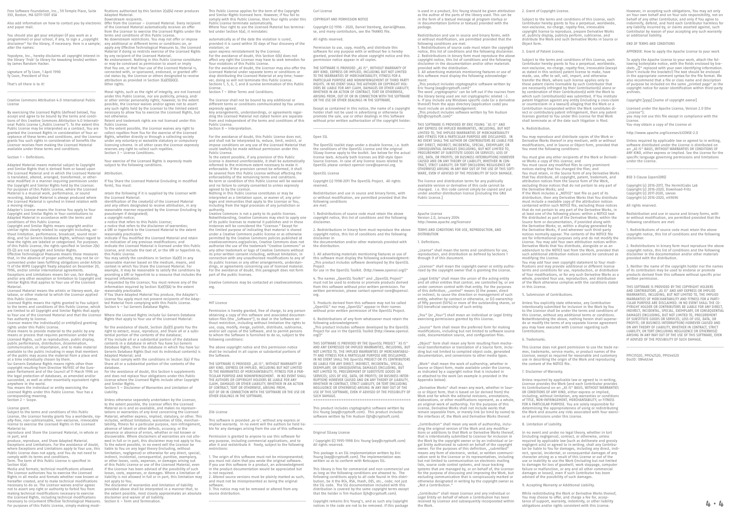Free Software Foundation, Inc., 59 Temple Place, Suite 330, Boston, MA 02111-1307 USA

Also add information on how to contact you by electronic and paper mail.

You should also get your employer (if you work as a programmer) or your school, if any, to sign a „copyright disclaimer" for the library, if necessary. Here is a sample; alter the names:

Yoyodyne, Inc., hereby disclaims all copyright interest in the library `Frob' (a library for tweaking knobs) written by James Random Hacker.

signature of Ty Coon, 1 April 1990
Ty Coon, President of Vice

That's all there is to it!

---

## Creative Commons Attribution 4.0 International Public License

By exercising the Licensed Rights (defined below), You accept and agree to be bound by the terms and conditions of this Creative Commons Attribution 4.0 International Public License („Public License"). To the extent this Public License may be interpreted as a contract, You are granted the Licensed Rights in consideration of Your acceptance of these terms and conditions, and the Licensor grants You such rights in consideration of benefits the Licensor receives from making the Licensed Material available under these terms and conditions.

Section 1 – Definitions.

Adapted Material means material subject to Copyright and Similar Rights that is derived from or based upon the Licensed Material and in which the Licensed Material is translated, altered, arranged, transformed, or otherwise modified in a manner requiring permission under the Copyright and Similar Rights held by the Licensor. For purposes of this Public License, where the Licensed Material is a musical work, performance, or sound recording, Adapted Material is always produced where the Licensed Material is synched in timed relation with a moving image.
Adapter's License means the license You apply to Your Copyright and Similar Rights in Your contributions to Adapted Material in accordance with the terms and conditions of this Public License.
Copyright and Similar Rights means copyright and/or similar rights closely related to copyright including, without limitation, performance, broadcast, sound recording, and Sui Generis Database Rights, without regard to how the rights are labeled or categorized. For purposes of this Public License, the rights specified in Section 2(b)(1)-(2) are not Copyright and Similar Rights.
Effective Technological Measures means those measures that, in the absence of proper authority, may not be circumvented under laws fulfilling obligations under Article 11 of the WIPO Copyright Treaty adopted on December 20, 1996, and/or similar international agreements.
Exceptions and Limitations means fair use, fair dealing, and/or any other exception or limitation to Copyright and Similar Rights that applies to Your use of the Licensed Material.
Licensed Material means the artistic or literary work, database, or other material to which the Licensor applied this Public License.
Licensed Rights means the rights granted to You subject to the terms and conditions of this Public License, which are limited to all Copyright and Similar Rights that apply to Your use of the Licensed Material and that the Licensor has authority to license.
Licensor means the individual(s) or entity(ies) granting rights under this Public License.
Share means to provide material to the public by any means or process that requires permission under the Licensed Rights, such as reproduction, public display, public performance, distribution, dissemination, communication, or importation, and to make material available to the public including in ways that members of the public may access the material from a place and at a time individually chosen by them.
Sui Generis Database Rights means rights other than copyright resulting from Directive 96/9/EC of the European Parliament and of the Council of 11 March 1996 on the legal protection of databases, as amended and/or succeeded, as well as other essentially equivalent rights anywhere in the world.
You means the individual or entity exercising the Licensed Rights under this Public License. Your has a corresponding meaning.
Section 2 – Scope.

License grant.
Subject to the terms and conditions of this Public License, the Licensor hereby grants You a worldwide, royalty-free, non-sublicensable, non-exclusive, irrevocable license to exercise the Licensed Rights in the Licensed Material to:
reproduce and Share the Licensed Material, in whole or in part; and
produce, reproduce, and Share Adapted Material.
Exceptions and Limitations. For the avoidance of doubt, where Exceptions and Limitations apply to Your use, this Public License does not apply, and You do not need to comply with its terms and conditions.
Term. The term of this Public License is specified in Section 6(a).
Media and formats; technical modifications allowed. The Licensor authorizes You to exercise the Licensed Rights in all media and formats whether now known or hereafter created, and to make technical modifications necessary to do so. The Licensor waives and/or agrees not to assert any right or authority to forbid You from making technical modifications necessary to exercise the Licensed Rights, including technical modifications necessary to circumvent Effective Technological Measures. For purposes of this Public License, simply making modifications authorized by this Section 2(a)(4) never produces Adapted Material.
Downstream recipients.
Offer from the Licensor – Licensed Material. Every recipient of the Licensed Material automatically receives an offer from the Licensor to exercise the Licensed Rights under the terms and conditions of this Public License.
No downstream restrictions. You may not offer or impose any additional or different terms or conditions on, or apply any Effective Technological Measures to, the Licensed Material if doing so restricts exercise of the Licensed Rights by any recipient of the Licensed Material.
No endorsement. Nothing in this Public License constitutes or may be construed as permission to assert or imply that You are, or that Your use of the Licensed Material is, connected with, or sponsored, endorsed, or granted official status by, the Licensor or others designated to receive attribution as provided in Section 3(a)(1)(A)(i).
Other rights.

Moral rights, such as the right of integrity, are not licensed under this Public License, nor are publicity, privacy, and/or other similar personality rights; however, to the extent possible, the Licensor waives and/or agrees not to assert any such rights held by the Licensor to the limited extent necessary to allow You to exercise the Licensed Rights, but not otherwise.
Patent and trademark rights are not licensed under this Public License.
To the extent possible, the Licensor waives any right to collect royalties from You for the exercise of the Licensed Rights, whether directly or through a collecting society under any voluntary or waivable statutory or compulsory licensing scheme. In all other cases the Licensor expressly reserves any right to collect such royalties.
Section 3 – License Conditions.

Your exercise of the Licensed Rights is expressly made subject to the following conditions.

Attribution.

If You Share the Licensed Material (including in modified form), You must:

retain the following if it is supplied by the Licensor with the Licensed Material:
identification of the creator(s) of the Licensed Material and any others designated to receive attribution, in any reasonable manner requested by the Licensor (including by pseudonym if designated);
a copyright notice;
a notice that refers to this Public License;
a notice that refers to the disclaimer of warranties;
a URI or hyperlink to the Licensed Material to the extent reasonably practicable;
indicate if You modified the Licensed Material and retain an indication of any previous modifications; and
indicate the Licensed Material is licensed under this Public License, and include the text of, or the URI or hyperlink to, this Public License.
You may satisfy the conditions in Section 3(a)(1) in any reasonable manner based on the medium, means, and context in which You Share the Licensed Material. For example, it may be reasonable to satisfy the conditions by providing a URI or hyperlink to a resource that includes the required information.
If requested by the Licensor, You must remove any of the information required by Section 3(a)(1)(A) to the extent reasonably practicable.
If You Share Adapted Material You produce, the Adapter's License You apply must not prevent recipients of the Adapted Material from complying with this Public License.
Section 4 – Sui Generis Database Rights.

Where the Licensed Rights include Sui Generis Database Rights that apply to Your use of the Licensed Material:

for the avoidance of doubt, Section 2(a)(1) grants You the right to extract, reuse, reproduce, and Share all or a substantial portion of the contents of the database;
if You include all or a substantial portion of the database contents in a database in which You have Sui Generis Database Rights, then the database in which You have Sui Generis Database Rights (but not its individual contents) is Adapted Material; and
You must comply with the conditions in Section 3(a) if You Share all or a substantial portion of the contents of the database.
For the avoidance of doubt, this Section 4 supplements and does not replace Your obligations under this Public License where the Licensed Rights include Other Copyright and Similar Rights.
Section 5 – Disclaimer of Warranties and Limitation of Liability.

Unless otherwise separately undertaken by the Licensor, to the extent possible, the Licensor offers the Licensed Material as-is and as-available, and makes no representations or warranties of any kind concerning the Licensed Material, whether express, implied, statutory, or other. This includes, without limitation, warranties of title, merchantability, fitness for a particular purpose, non-infringement, absence of latent or other defects, accuracy, or the presence or absence of errors, whether or not known or discoverable. Where disclaimers of warranties are not allowed in full or in part, this disclaimer may not apply to You.
To the extent possible, in no event will the Licensor be liable to You on any legal theory (including, without limitation, negligence) or otherwise for any direct, special, indirect, incidental, consequential, punitive, exemplary, or other losses, costs, expenses, or damages arising out of this Public License or use of the Licensed Material, even if the Licensor has been advised of the possibility of such losses, costs, expenses, or damages. Where a limitation of liability is not allowed in full or in part, this limitation may not apply to You.
The disclaimer of warranties and limitation of liability provided above shall be interpreted in a manner that, to the extent possible, most closely approximates an absolute disclaimer and waiver of all liability.
Section 6 – Term and Termination.

This Public License applies for the term of the Copyright and Similar Rights licensed here. However, if You fail to comply with this Public License, then Your rights under this Public License terminate automatically.
Where Your right to use the Licensed Material has terminated under Section 6(a), it reinstates:

automatically as of the date the violation is cured, provided it is cured within 30 days of Your discovery of the violation; or
upon express reinstatement by the Licensor.
For the avoidance of doubt, this Section 6(b) does not affect any right the Licensor may have to seek remedies for Your violations of this Public License.
For the avoidance of doubt, the Licensor may also offer the Licensed Material under separate terms or conditions or stop distributing the Licensed Material at any time; however, doing so will not terminate this Public License.
Sections 1, 5, 6, 7, and 8 survive termination of this Public License.
Section 7 – Other Terms and Conditions.

The Licensor shall not be bound by any additional or different terms or conditions communicated by You unless expressly agreed.
Any arrangements, understandings, or agreements regarding the Licensed Material not stated herein are separate from and independent of the terms and conditions of this Public License.
Section 8 – Interpretation.

For the avoidance of doubt, this Public License does not, and shall not be interpreted to, reduce, limit, restrict, or impose conditions on any use of the Licensed Material that could lawfully be made without permission under this Public License.
To the extent possible, if any provision of this Public License is deemed unenforceable, it shall be automatically reformed to the minimum extent necessary to make it enforceable. If the provision cannot be reformed, it shall be severed from this Public License without affecting the enforceability of the remaining terms and conditions.
No term or condition of this Public License will be waived and no failure to comply consented to unless expressly agreed to by the Licensor.
Nothing in this Public License constitutes or may be interpreted as a limitation upon, or waiver of, any privileges and immunities that apply to the Licensor or You, including from the legal processes of any jurisdiction or authority.
Creative Commons is not a party to its public licenses. Notwithstanding, Creative Commons may elect to apply one of its public licenses to material it publishes and in those instances will be considered the "Licensor." Except for the limited purpose of indicating that material is shared under a Creative Commons public license or as otherwise permitted by the Creative Commons policies published at creativecommons.org/policies, Creative Commons does not authorize the use of the trademark "Creative Commons" or any other trademark or logo of Creative Commons without its prior written consent including, without limitation, in connection with any unauthorized modifications to any of its public licenses or any other arrangements, understandings, or agreements concerning use of licensed material. For the avoidance of doubt, this paragraph does not form part of the public licenses.

Creative Commons may be contacted at creativecommons.org.

---

## MIT Licence

Permission is hereby granted, free of charge, to any person obtaining a copy of this software and associated documentation files (the „Software"), to deal in the Software without restriction, including without limitation the rights to use, copy, modify, merge, publish, distribute, sublicense, and/or sell copies of the Software, and to permit persons to whom the Software is furnished to do so, subject to the following conditions:

The above copyright notice and this permission notice shall be included in all copies or substantial portions of the Software.

THE SOFTWARE IS PROVIDED „AS IS", WITHOUT WARRANTY OF ANY KIND, EXPRESS OR IMPLIED, INCLUDING BUT NOT LIMITED TO THE WARRANTIES OF MERCHANTABILITY, FITNESS FOR A PARTICULAR PURPOSE AND NONINFRINGEMENT. IN NO EVENT SHALL THE AUTHORS OR COPYRIGHT HOLDERS BE LIABLE FOR ANY CLAIM, DAMAGES OR OTHER LIABILITY, WHETHER IN AN ACTION OF CONTRACT, TORT OR OTHERWISE, ARISING FROM, OUT OF OR IN CONNECTION WITH THE SOFTWARE OR THE USE OR OTHER DEALINGS IN THE SOFTWARE.

---

## Zlib License

This software is provided 'as-is', without any express or implied warranty. In no event will the authors be held liable for any damages arising from the use of this software.

Permission is granted to anyone to use this software for any purpose, including commercial applications, and to alter it and redistribute it freely, subject to the following restrictions:

1. The origin of this software must not be misrepresented; you must not claim that you wrote the original software. If you use this software in a product, an acknowledgment in the product documentation would be appreciated but is not required.
2. Altered source versions must be plainly marked as such, and must not be misrepresented as being the original software.
3. This notice may not be removed or altered from any source distribution.

---

## Curl License

COPYRIGHT AND PERMISSION NOTICE

Copyright (c) 1996 - 2020, Daniel Stenberg, daniel@haxx.se, and many contributors, see the THANKS file.

All rights reserved.

Permission to use, copy, modify, and distribute this software for any purpose with or without fee is hereby granted, provided that the above copyright notice and this permission notice appear in all copies.

THE SOFTWARE IS PROVIDED „AS IS", WITHOUT WARRANTY OF ANY KIND, EXPRESS OR IMPLIED, INCLUDING BUT NOT LIMITED TO THE WARRANTIES OF MERCHANTABILITY, FITNESS FOR A PARTICULAR PURPOSE AND NONINFRINGEMENT OF THIRD PARTY RIGHTS. IN NO EVENT SHALL THE AUTHORS OR COPYRIGHT HOLDERS BE LIABLE FOR ANY CLAIM, DAMAGES OR OTHER LIABILITY, WHETHER IN AN ACTION OF CONTRACT, TORT OR OTHERWISE, ARISING FROM, OUT OF OR IN CONNECTION WITH THE SOFTWARE OR THE USE OR OTHER DEALINGS IN THE SOFTWARE.

Except as contained in this notice, the name of a copyright holder shall not be used in advertising or otherwise to promote the sale, use or other dealings in this Software without prior written authorization of the copyright holder.

---

## Open SSL

The OpenSSL toolkit stays under a double license, i.e. both the conditions of the OpenSSL License and the original SSLeay license apply to the toolkit. See below for the actual license texts. Actually both licenses are BSD-style Open Source licenses. In case of any license issues related to OpenSSL please contact openssl-core@openssl.org.

OpenSSL License

Copyright (c) 1998-2011 The OpenSSL Project. All rights reserved.

Redistribution and use in source and binary forms, with or without modification, are permitted provided that the following conditions are met:

1. Redistributions of source code must retain the above copyright notice, this list of conditions and the following disclaimer.

2. Redistributions in binary form must reproduce the above copyright notice, this list of conditions and the following disclaimer in the documentation and/or other materials provided with the distribution.

3. All advertising materials mentioning features or use of this software must display the following acknowledgment: „This product includes software developed by the OpenSSL Project for use in the OpenSSL Toolkit. (http://www.openssl.org/)"

4. The names „OpenSSL Toolkit" and „OpenSSL Project" must not be used to endorse or promote products derived from this software without prior written permission. For written permission, please contact openssl-core@openssl.org.

5. Products derived from this software may not be called „OpenSSL" nor may „OpenSSL" appear in their names without prior written permission of the OpenSSL Project.

6. Redistributions of any form whatsoever must retain the following acknowledgment: „This product includes software developed by the OpenSSL Project for use in the OpenSSL Toolkit (http://www.openssl.org/)"

THIS SOFTWARE IS PROVIDED BY THE OpenSSL PROJECT ``AS IS'' AND ANY EXPRESSED OR IMPLIED WARRANTIES, INCLUDING, BUT NOT LIMITED TO, THE IMPLIED WARRANTIES OF MERCHANTABILITY AND FITNESS FOR A PARTICULAR PURPOSE ARE DISCLAIMED. IN NO EVENT SHALL THE OpenSSL PROJECT OR ITS CONTRIBUTORS BE LIABLE FOR ANY DIRECT, INDIRECT, INCIDENTAL, SPECIAL, EXEMPLARY, OR CONSEQUENTIAL DAMAGES (INCLUDING, BUT NOT LIMITED TO, PROCUREMENT OF SUBSTITUTE GOODS OR SERVICES; LOSS OF USE, DATA, OR PROFITS; OR BUSINESS INTERRUPTION) HOWEVER CAUSED AND ON ANY THEORY OF LIABILITY, WHETHER IN CONTRACT, STRICT LIABILITY, OR TORT (INCLUDING NEGLIGENCE OR OTHERWISE) ARISING IN ANY WAY OUT OF THE USE OF THIS SOFTWARE, EVEN IF ADVISED OF THE POSSIBILITY OF SUCH DAMAGE.

==================================================

This product includes cryptographic software written by Eric Young (eay@cryptsoft.com). This product includes software written by Tim Hudson (tjh@cryptsoft.com).

---

Original SSLeay License

/ Copyright (C) 1995-1998 Eric Young (eay@cryptsoft.com) All rights reserved.

This package is an SSL implementation written by Eric Young (eay@cryptsoft.com). The implementation was written so as to conform with Netscapes SSL.

This library is free for commercial and non-commercial use as long as the following conditions are aheared to. The following conditions apply to all code found in this distribution, be it the RC4, RSA, lhash, DES, etc., code; not just the SSL code. The SSL documentation included with this distribution is covered by the same copyright terms except that the holder is Tim Hudson (tjh@cryptsoft.com).

Copyright remains Eric Young's, and as such any Copyright notices in the code are not to be removed. If this package is used in a product, Eric Young should be given attribution as the author of the parts of the library used. This can be in the form of a textual message at program startup or in documentation (online or textual) provided with the package.

Redistribution and use in source and binary forms, with or without modification, are permitted provided that the following conditions are met:
1. Redistributions of source code must retain the copyright notice, this list of conditions and the following disclaimer.
2. Redistributions in binary form must reproduce the above copyright notice, this list of conditions and the following disclaimer in the documentation and/or other materials provided with the distribution.
3. All advertising materials mentioning features or use of this software must display the following acknowledgement:
„This product includes cryptographic software written by Eric Young (eay@cryptsoft.com)"
The word ‚cryptographic' can be left out if the rouines from the library being used are not cryptographic related :-).
4. If you include any Windows specific code (or a derivative thereof) from the apps directory (application code) you must include an acknowledgement:
„This product includes software written by Tim Hudson (tjh@cryptsoft.com)"

THIS SOFTWARE IS PROVIDED BY ERIC YOUNG ``AS IS'' AND ANY EXPRESS OR IMPLIED WARRANTIES, INCLUDING, BUT NOT LIMITED TO, THE IMPLIED WARRANTIES OF MERCHANTABILITY AND FITNESS FOR A PARTICULAR PURPOSE ARE DISCLAIMED. IN NO EVENT SHALL THE AUTHOR OR CONTRIBUTORS BE LIABLE FOR ANY DIRECT, INDIRECT, INCIDENTAL, SPECIAL, EXEMPLARY, OR CONSEQUENTIAL DAMAGES (INCLUDING, BUT NOT LIMITED TO, PROCUREMENT OF SUBSTITUTE GOODS OR SERVICES; LOSS OF USE, DATA, OR PROFITS; OR BUSINESS INTERRUPTION) HOWEVER CAUSED AND ON ANY THEORY OF LIABILITY, WHETHER IN CONTRACT, STRICT LIABILITY, OR TORT (INCLUDING NEGLIGENCE OR OTHERWISE) ARISING IN ANY WAY OUT OF THE USE OF THIS SOFTWARE, EVEN IF ADVISED OF THE POSSIBILITY OF SUCH DAMAGE.

The licence and distribution terms for any publically available version or derivative of this code cannot be changed. i.e. this code cannot simply be copied and put under another distribution licence [including the GNU Public Licence.]

---

## Apache License
Version 2.0, January 2004
http://www.apache.org/licenses/

TERMS AND CONDITIONS FOR USE, REPRODUCTION, AND DISTRIBUTION

1. Definitions.

„License" shall mean the terms and conditions for use, reproduction, and distribution as defined by Sections 1 through 9 of this document.

„Licensor" shall mean the copyright owner or entity authorized by the copyright owner that is granting the License.

„Legal Entity" shall mean the union of the acting entity and all other entities that control, are controlled by, or are under common control with that entity. For the purposes of this definition, „control" means (i) the power, direct or indirect, to cause the direction or management of such entity, whether by contract or otherwise, or (ii) ownership of fifty percent (50%) or more of the outstanding shares, or (iii) beneficial ownership of such entity.

„You" (or „Your") shall mean an individual or Legal Entity exercising permissions granted by this License.

„Source" form shall mean the preferred form for making modifications, including but not limited to software source code, documentation source, and configuration files.

„Object" form shall mean any form resulting from mechanical transformation or translation of a Source form, including but not limited to compiled object code, generated documentation, and conversions to other media types.

„Work" shall mean the work of authorship, whether in Source or Object form, made available under the License, as indicated by a copyright notice that is included in or attached to the work (an example is provided in the Appendix below).

„Derivative Works" shall mean any work, whether in Source or Object form, that is based on (or derived from) the Work and for which the editorial revisions, annotations, elaborations, or other modifications represent, as a whole, an original work of authorship. For the purposes of this License, Derivative Works shall not include works that remain separable from, or merely link (or bind by name) to the interfaces of, the Work and Derivative Works thereof.

„Contribution" shall mean any work of authorship, including the original version of the Work and any modifications or additions to that Work or Derivative Works thereof, that is intentionally submitted to Licensor for inclusion in the Work by the copyright owner or by an individual or Legal Entity authorized to submit on behalf of the copyright owner. For the purposes of this definition, „submitted" means any form of electronic, verbal, or written communication sent to the Licensor or its representatives, including but not limited to communication on electronic mailing lists, source code control systems, and issue tracking systems that are managed by, or on behalf of, the Licensor for the purpose of discussing and improving the Work, but excluding communication that is conspicuously marked or otherwise designated in writing by the copyright owner as „Not a Contribution."

„Contributor" shall mean Licensor and any individual or Legal Entity on behalf of whom a Contribution has been received by Licensor and subsequently incorporated within the Work.

2. Grant of Copyright License.

Subject to the terms and conditions of this License, each Contributor hereby grants to You a perpetual, worldwide, non-exclusive, no-charge, royalty-free, irrevocable copyright license to reproduce, prepare Derivative Works of, publicly display, publicly perform, sublicense, and distribute the Work and such Derivative Works in Source or Object form.

3. Grant of Patent License.

Subject to the terms and conditions of this License, each Contributor hereby grants to You a perpetual, worldwide, non-exclusive, no-charge, royalty-free, irrevocable (except as stated in this section) patent license to make, have made, use, offer to sell, sell, import, and otherwise transfer the Work, where such license applies only to those patent claims licensable by such Contributor that are necessarily infringed by their Contribution(s) alone or by combination of their Contribution(s) with the Work to which such Contribution(s) was submitted. If You institute patent litigation against any entity (including a cross-claim or counterclaim in a lawsuit) alleging that the Work or a Contribution incorporated within the Work constitutes direct or contributory patent infringement, then any patent licenses granted to You under this License for that Work shall terminate as of the date such litigation is filed.

4. Redistribution.

You may reproduce and distribute copies of the Work or Derivative Works thereof in any medium, with or without modifications, and in Source or Object form, provided that You meet the following conditions:

You must give any other recipients of the Work or Derivative Works a copy of this License; and
You must cause any modified files to carry prominent notices stating that You changed the files; and
You must retain, in the Source form of any Derivative Works that You distribute, all copyright, patent, trademark, and attribution notices from the Source form of the Work, excluding those notices that do not pertain to any part of the Derivative Works; and
If the Work includes a „NOTICE" text file as part of its distribution, then any Derivative Works that You distribute must include a readable copy of the attribution notices contained within such NOTICE file, excluding those notices that do not pertain to any part of the Derivative Works, in at least one of the following places: within a NOTICE text file distributed as part of the Derivative Works; within the Source form or documentation, if provided along with the Derivative Works; or, within a display generated by the Derivative Works, if and wherever such third-party notices normally appear. The contents of the NOTICE file are for informational purposes only and do not modify the License. You may add Your own attribution notices within Derivative Works that You distribute, alongside or as an addendum to the NOTICE text from the Work, provided that such additional attribution notices cannot be construed as modifying the License.
You may add Your own copyright statement to Your modifications and may provide additional or different license terms and conditions for use, reproduction, or distribution of Your modifications, or for any such Derivative Works as a whole, provided Your use, reproduction, and distribution of the Work otherwise complies with the conditions stated in this License.

5. Submission of Contributions.

Unless You explicitly state otherwise, any Contribution intentionally submitted for inclusion in the Work by You to the Licensor shall be under the terms and conditions of this License, without any additional terms or conditions. Notwithstanding the above, nothing herein shall supersede or modify the terms of any separate license agreement you may have executed with Licensor regarding such Contributions.

6. Trademarks.

This License does not grant permission to use the trade names, trademarks, service marks, or product names of the Licensor, except as required for reasonable and customary use in describing the origin of the Work and reproducing the content of the NOTICE file.

7. Disclaimer of Warranty.

Unless required by applicable law or agreed to in writing, Licensor provides the Work (and each Contributor provides its Contributions) on an „AS IS" BASIS, WITHOUT WARRANTIES OR CONDITIONS OF ANY KIND, either express or implied, including, without limitation, any warranties or conditions of TITLE, NON-INFRINGEMENT, MERCHANTABILITY, or FITNESS FOR A PARTICULAR PURPOSE. You are solely responsible for determining the appropriateness of using or redistributing the Work and assume any risks associated with Your exercise of permissions under this License.

8. Limitation of Liability.

In no event and under no legal theory, whether in tort (including negligence), contract, or otherwise, unless required by applicable law (such as deliberate and grossly negligent acts) or agreed to in writing, shall any Contributor be liable to You for damages, including any direct, indirect, special, incidental, or consequential damages of any character arising as a result of this License or out of the use or inability to use the Work (including but not limited to damages for loss of goodwill, work stoppage, computer failure or malfunction, or any and all other commercial damages or losses), even if such Contributor has been advised of the possibility of such damages.

9. Accepting Warranty or Additional Liability.

While redistributing the Work or Derivative Works thereof, You may choose to offer, and charge a fee for, acceptance of support, warranty, indemnity, or other liability obligations and/or rights consistent with this License. However, in accepting such obligations, You may act only on Your own behalf and on Your sole responsibility, not on behalf of any other Contributor, and only if You agree to indemnify, defend, and hold each Contributor harmless for any liability incurred by, or claims asserted against, such Contributor by reason of your accepting any such warranty or additional liability.

END OF TERMS AND CONDITIONS

APPENDIX: How to apply the Apache License to your work

To apply the Apache License to your work, attach the following boilerplate notice, with the fields enclosed by brackets „[]" replaced with your own identifying information. (Don't include the brackets!) The text should be enclosed in the appropriate comment syntax for the file format. We also recommend that a file or class name and description of purpose be included on the same „printed page" as the copyright notice for easier identification within third-party archives.

Copyright [yyyy] [name of copyright owner]

Licensed under the Apache License, Version 2.0 (the „License");
you may not use this file except in compliance with the License.
You may obtain a copy of the License at

http://www.apache.org/licenses/LICENSE-2.0

Unless required by applicable law or agreed to in writing, software distributed under the License is distributed on an „AS IS" BASIS, WITHOUT WARRANTIES OR CONDITIONS OF ANY KIND, either express or implied. See the License for the specific language governing permissions and limitations under the License.

---

## BSD 3-Clause (openCORE)

Copyright (c) 2016-2017, The HermitCrabs Lab
Copyright (c) 2016-2020, Download-Fritz
Copyright (c) 2017-2020, savvas
Copyright (c) 2016-2020, vit9696

All rights reserved.

Redistribution and use in source and binary forms, with or without modification, are permitted provided that the following conditions are met:

1. Redistributions of source code must retain the above copyright notice, this list of conditions and the following disclaimer.

2. Redistributions in binary form must reproduce the above copyright notice, this list of conditions and the following disclaimer in the documentation and/or other materials provided with the distribution.

3. Neither the name of the copyright holder nor the names of its contributors may be used to endorse or promote products derived from this software without specific prior written permission.

THIS SOFTWARE IS PROVIDED BY THE COPYRIGHT HOLDERS AND CONTRIBUTORS „AS IS" AND ANY EXPRESS OR IMPLIED WARRANTIES, INCLUDING, BUT NOT LIMITED TO, THE IMPLIED WARRANTIES OF MERCHANTABILITY AND FITNESS FOR A PARTICULAR PURPOSE ARE DISCLAIMED. IN NO EVENT SHALL THE COPYRIGHT HOLDER OR CONTRIBUTORS BE LIABLE FOR ANY DIRECT, INDIRECT, INCIDENTAL, SPECIAL, EXEMPLARY, OR CONSEQUENTIAL DAMAGES (INCLUDING, BUT NOT LIMITED TO, PROCUREMENT OF SUBSTITUTE GOODS OR SERVICES; LOSS OF USE, DATA, OR PROFITS; OR BUSINESS INTERRUPTION) HOWEVER CAUSED AND ON ANY THEORY OF LIABILITY, WHETHER IN CONTRACT, STRICT LIABILITY, OR TORT (INCLUDING NEGLIGENCE OR OTHERWISE) ARISING IN ANY WAY OUT OF THE USE OF THIS SOFTWARE, EVEN IF ADVISED OF THE POSSIBILITY OF SUCH DAMAGE.

---

PPIC31020, PPIC42520, PPIC44520
DocID: 084JL4A